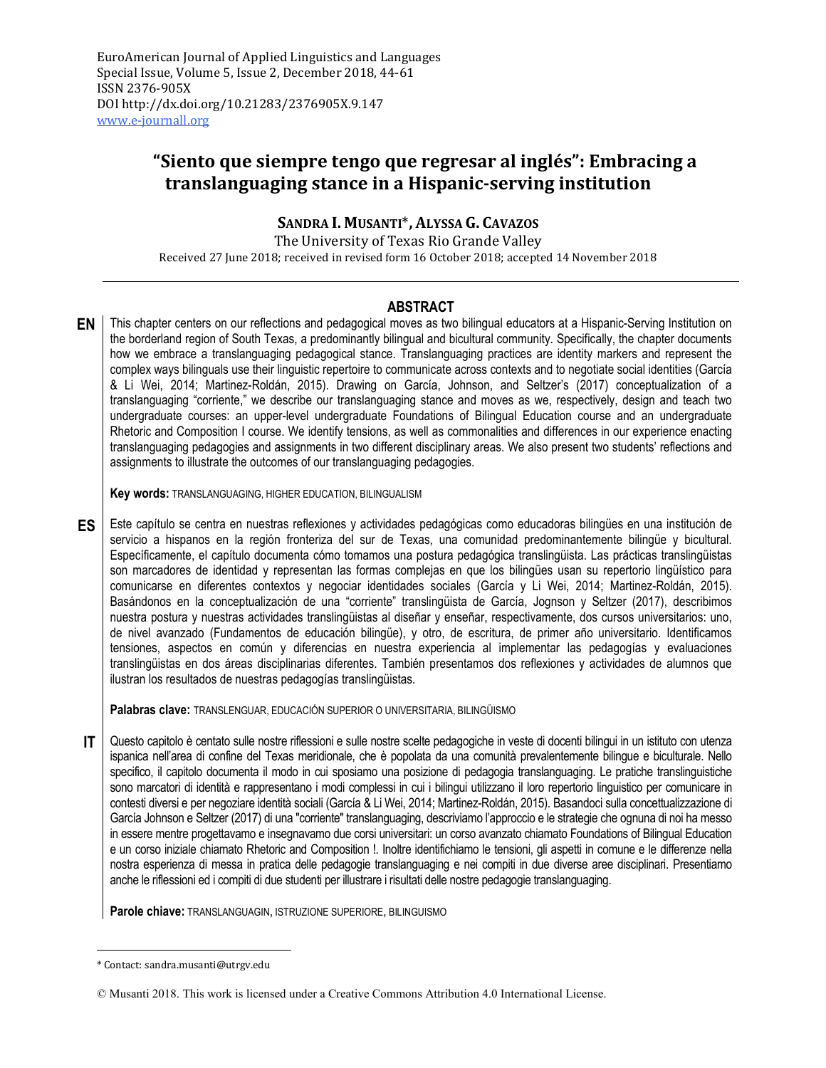EuroAmerican Journal of Applied Linguistics and Languages
Special Issue, Volume 5, Issue 2, December 2018, 44-61
ISSN 2376-905X
DOI http://dx.doi.org/10.21283/2376905X.9.147
www.e-journall.org

# "Siento que siempre tengo que regresar al inglés": Embracing a translanguaging stance in a Hispanic-serving institution

**SANDRA I. MUSANTI*, ALYSSA G. CAVAZOS**

The University of Texas Rio Grande Valley

Received 27 June 2018; received in revised form 16 October 2018; accepted 14 November 2018

## ABSTRACT

**EN** This chapter centers on our reflections and pedagogical moves as two bilingual educators at a Hispanic-Serving Institution on the borderland region of South Texas, a predominantly bilingual and bicultural community. Specifically, the chapter documents how we embrace a translanguaging pedagogical stance. Translanguaging practices are identity markers and represent the complex ways bilinguals use their linguistic repertoire to communicate across contexts and to negotiate social identities (García & Li Wei, 2014; Martinez-Roldán, 2015). Drawing on García, Johnson, and Seltzer's (2017) conceptualization of a translanguaging "corriente," we describe our translanguaging stance and moves as we, respectively, design and teach two undergraduate courses: an upper-level undergraduate Foundations of Bilingual Education course and an undergraduate Rhetoric and Composition I course. We identify tensions, as well as commonalities and differences in our experience enacting translanguaging pedagogies and assignments in two different disciplinary areas. We also present two students' reflections and assignments to illustrate the outcomes of our translanguaging pedagogies.

**Key words:** TRANSLANGUAGING, HIGHER EDUCATION, BILINGUALISM

**ES** Este capítulo se centra en nuestras reflexiones y actividades pedagógicas como educadoras bilingües en una institución de servicio a hispanos en la región fronteriza del sur de Texas, una comunidad predominantemente bilingüe y bicultural. Específicamente, el capítulo documenta cómo tomamos una postura pedagógica translingüista. Las prácticas translingüistas son marcadores de identidad y representan las formas complejas en que los bilingües usan su repertorio lingüístico para comunicarse en diferentes contextos y negociar identidades sociales (García y Li Wei, 2014; Martinez-Roldán, 2015). Basándonos en la conceptualización de una "corriente" translingüista de García, Jognson y Seltzer (2017), describimos nuestra postura y nuestras actividades translingüistas al diseñar y enseñar, respectivamente, dos cursos universitarios: uno, de nivel avanzado (Fundamentos de educación bilingüe), y otro, de escritura, de primer año universitario. Identificamos tensiones, aspectos en común y diferencias en nuestra experiencia al implementar las pedagogías y evaluaciones translingüistas en dos áreas disciplinarias diferentes. También presentamos dos reflexiones y actividades de alumnos que ilustran los resultados de nuestras pedagogías translingüistas.

**Palabras clave:** TRANSLENGUAR, EDUCACIÓN SUPERIOR O UNIVERSITARIA, BILINGÜISMO

**IT** Questo capitolo è centato sulle nostre riflessioni e sulle nostre scelte pedagogiche in veste di docenti bilingui in un istituto con utenza ispanica nell'area di confine del Texas meridionale, che è popolata da una comunità prevalentemente bilingue e biculturale. Nello specifico, il capitolo documenta il modo in cui sposiamo una posizione di pedagogia translanguaging. Le pratiche translinguistiche sono marcatori di identità e rappresentano i modi complessi in cui i bilingui utilizzano il loro repertorio linguistico per comunicare in contesti diversi e per negoziare identità sociali (García & Li Wei, 2014; Martinez-Roldán, 2015). Basandoci sulla concettualizzazione di García Johnson e Seltzer (2017) di una "corriente" translanguaging, descriviamo l'approccio e le strategie che ognuna di noi ha messo in essere mentre progettavamo e insegnavamo due corsi universitari: un corso avanzato chiamato Foundations of Bilingual Education e un corso iniziale chiamato Rhetoric and Composition !. Inoltre identifichiamo le tensioni, gli aspetti in comune e le differenze nella nostra esperienza di messa in pratica delle pedagogie translanguaging e nei compiti in due diverse aree disciplinari. Presentiamo anche le riflessioni ed i compiti di due studenti per illustrare i risultati delle nostre pedagogie translanguaging.

**Parole chiave:** TRANSLANGUAGIN, ISTRUZIONE SUPERIORE, BILINGUISMO

---

* Contact: sandra.musanti@utrgv.edu

© Musanti 2018. This work is licensed under a Creative Commons Attribution 4.0 International License.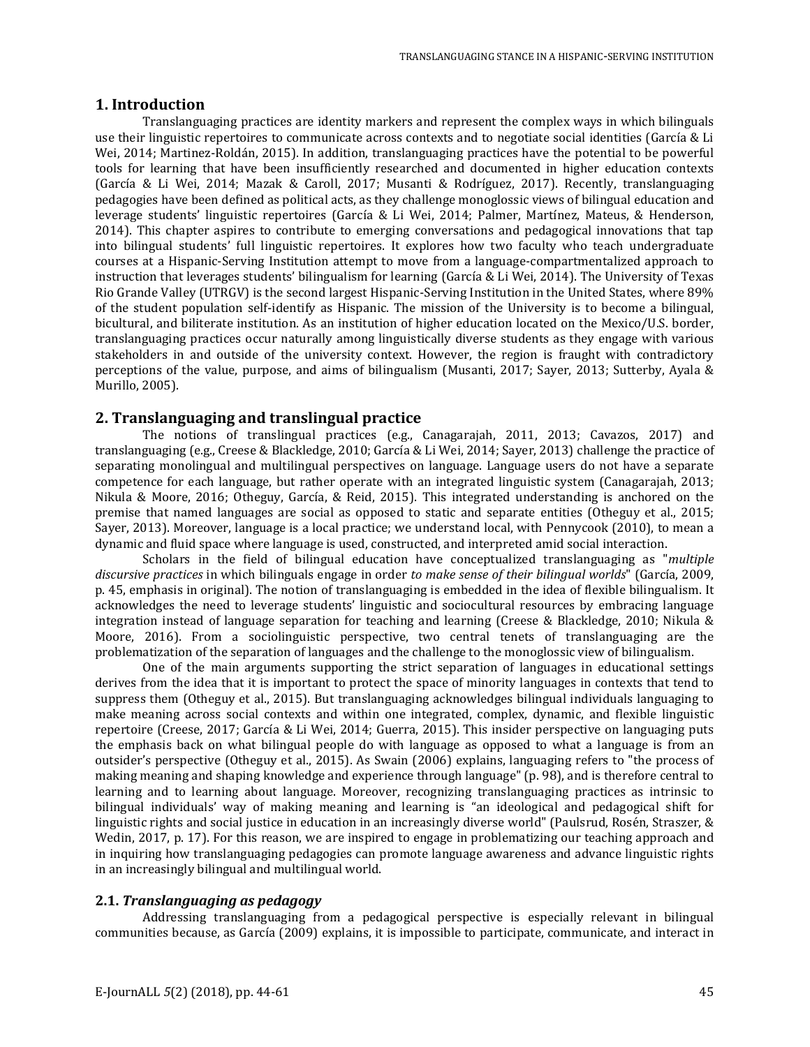## 1. Introduction

Translanguaging practices are identity markers and represent the complex ways in which bilinguals use their linguistic repertoires to communicate across contexts and to negotiate social identities (García & Li Wei, 2014; Martinez-Roldán, 2015). In addition, translanguaging practices have the potential to be powerful tools for learning that have been insufficiently researched and documented in higher education contexts (García & Li Wei, 2014; Mazak & Caroll, 2017; Musanti & Rodríguez, 2017). Recently, translanguaging pedagogies have been defined as political acts, as they challenge monoglossic views of bilingual education and leverage students' linguistic repertoires (García & Li Wei, 2014; Palmer, Martínez, Mateus, & Henderson, 2014). This chapter aspires to contribute to emerging conversations and pedagogical innovations that tap into bilingual students' full linguistic repertoires. It explores how two faculty who teach undergraduate courses at a Hispanic-Serving Institution attempt to move from a language-compartmentalized approach to instruction that leverages students' bilingualism for learning (García & Li Wei, 2014). The University of Texas Rio Grande Valley (UTRGV) is the second largest Hispanic-Serving Institution in the United States, where 89% of the student population self-identify as Hispanic. The mission of the University is to become a bilingual, bicultural, and biliterate institution. As an institution of higher education located on the Mexico/U.S. border, translanguaging practices occur naturally among linguistically diverse students as they engage with various stakeholders in and outside of the university context. However, the region is fraught with contradictory perceptions of the value, purpose, and aims of bilingualism (Musanti, 2017; Sayer, 2013; Sutterby, Ayala & Murillo, 2005).

## 2. Translanguaging and translingual practice

The notions of translingual practices (e.g., Canagarajah, 2011, 2013; Cavazos, 2017) and translanguaging (e.g., Creese & Blackledge, 2010; García & Li Wei, 2014; Sayer, 2013) challenge the practice of separating monolingual and multilingual perspectives on language. Language users do not have a separate competence for each language, but rather operate with an integrated linguistic system (Canagarajah, 2013; Nikula & Moore, 2016; Otheguy, García, & Reid, 2015). This integrated understanding is anchored on the premise that named languages are social as opposed to static and separate entities (Otheguy et al., 2015; Sayer, 2013). Moreover, language is a local practice; we understand local, with Pennycook (2010), to mean a dynamic and fluid space where language is used, constructed, and interpreted amid social interaction.

Scholars in the field of bilingual education have conceptualized translanguaging as "*multiple discursive practices* in which bilinguals engage in order *to make sense of their bilingual worlds*" (García, 2009, p. 45, emphasis in original). The notion of translanguaging is embedded in the idea of flexible bilingualism. It acknowledges the need to leverage students' linguistic and sociocultural resources by embracing language integration instead of language separation for teaching and learning (Creese & Blackledge, 2010; Nikula & Moore, 2016). From a sociolinguistic perspective, two central tenets of translanguaging are the problematization of the separation of languages and the challenge to the monoglossic view of bilingualism.

One of the main arguments supporting the strict separation of languages in educational settings derives from the idea that it is important to protect the space of minority languages in contexts that tend to suppress them (Otheguy et al., 2015). But translanguaging acknowledges bilingual individuals languaging to make meaning across social contexts and within one integrated, complex, dynamic, and flexible linguistic repertoire (Creese, 2017; García & Li Wei, 2014; Guerra, 2015). This insider perspective on languaging puts the emphasis back on what bilingual people do with language as opposed to what a language is from an outsider's perspective (Otheguy et al., 2015). As Swain (2006) explains, languaging refers to "the process of making meaning and shaping knowledge and experience through language" (p. 98), and is therefore central to learning and to learning about language. Moreover, recognizing translanguaging practices as intrinsic to bilingual individuals' way of making meaning and learning is "an ideological and pedagogical shift for linguistic rights and social justice in education in an increasingly diverse world" (Paulsrud, Rosén, Straszer, & Wedin, 2017, p. 17). For this reason, we are inspired to engage in problematizing our teaching approach and in inquiring how translanguaging pedagogies can promote language awareness and advance linguistic rights in an increasingly bilingual and multilingual world.

### 2.1. *Translanguaging as pedagogy*

Addressing translanguaging from a pedagogical perspective is especially relevant in bilingual communities because, as García (2009) explains, it is impossible to participate, communicate, and interact in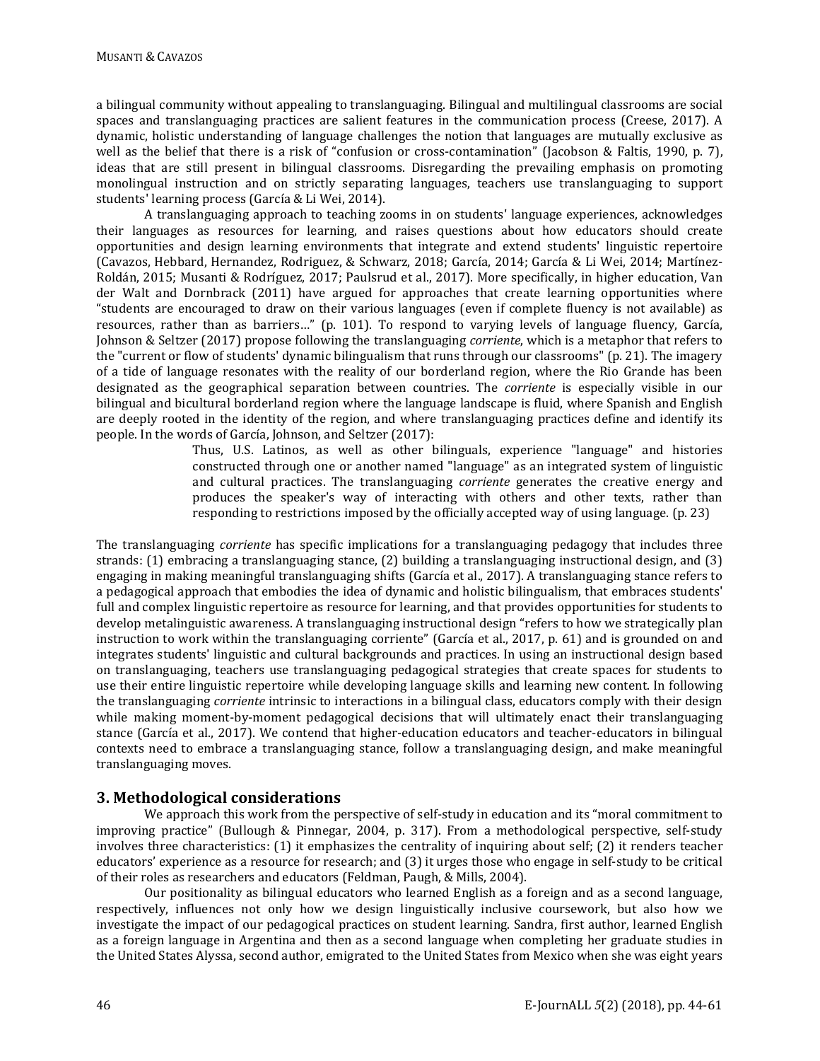a bilingual community without appealing to translanguaging. Bilingual and multilingual classrooms are social spaces and translanguaging practices are salient features in the communication process (Creese, 2017). A dynamic, holistic understanding of language challenges the notion that languages are mutually exclusive as well as the belief that there is a risk of "confusion or cross-contamination" (Jacobson & Faltis, 1990, p. 7), ideas that are still present in bilingual classrooms. Disregarding the prevailing emphasis on promoting monolingual instruction and on strictly separating languages, teachers use translanguaging to support students' learning process (García & Li Wei, 2014).

A translanguaging approach to teaching zooms in on students' language experiences, acknowledges their languages as resources for learning, and raises questions about how educators should create opportunities and design learning environments that integrate and extend students' linguistic repertoire (Cavazos, Hebbard, Hernandez, Rodriguez, & Schwarz, 2018; García, 2014; García & Li Wei, 2014; Martínez-Roldán, 2015; Musanti & Rodríguez, 2017; Paulsrud et al., 2017). More specifically, in higher education, Van der Walt and Dornbrack (2011) have argued for approaches that create learning opportunities where "students are encouraged to draw on their various languages (even if complete fluency is not available) as resources, rather than as barriers…" (p. 101). To respond to varying levels of language fluency, García, Johnson & Seltzer (2017) propose following the translanguaging *corriente*, which is a metaphor that refers to the "current or flow of students' dynamic bilingualism that runs through our classrooms" (p. 21). The imagery of a tide of language resonates with the reality of our borderland region, where the Rio Grande has been designated as the geographical separation between countries. The *corriente* is especially visible in our bilingual and bicultural borderland region where the language landscape is fluid, where Spanish and English are deeply rooted in the identity of the region, and where translanguaging practices define and identify its people. In the words of García, Johnson, and Seltzer (2017):

> Thus, U.S. Latinos, as well as other bilinguals, experience "language" and histories constructed through one or another named "language" as an integrated system of linguistic and cultural practices. The translanguaging *corriente* generates the creative energy and produces the speaker's way of interacting with others and other texts, rather than responding to restrictions imposed by the officially accepted way of using language. (p. 23)

The translanguaging *corriente* has specific implications for a translanguaging pedagogy that includes three strands: (1) embracing a translanguaging stance, (2) building a translanguaging instructional design, and (3) engaging in making meaningful translanguaging shifts (García et al., 2017). A translanguaging stance refers to a pedagogical approach that embodies the idea of dynamic and holistic bilingualism, that embraces students' full and complex linguistic repertoire as resource for learning, and that provides opportunities for students to develop metalinguistic awareness. A translanguaging instructional design "refers to how we strategically plan instruction to work within the translanguaging corriente" (García et al., 2017, p. 61) and is grounded on and integrates students' linguistic and cultural backgrounds and practices. In using an instructional design based on translanguaging, teachers use translanguaging pedagogical strategies that create spaces for students to use their entire linguistic repertoire while developing language skills and learning new content. In following the translanguaging *corriente* intrinsic to interactions in a bilingual class, educators comply with their design while making moment-by-moment pedagogical decisions that will ultimately enact their translanguaging stance (García et al., 2017). We contend that higher-education educators and teacher-educators in bilingual contexts need to embrace a translanguaging stance, follow a translanguaging design, and make meaningful translanguaging moves.

## 3. Methodological considerations

We approach this work from the perspective of self-study in education and its "moral commitment to improving practice" (Bullough & Pinnegar, 2004, p. 317). From a methodological perspective, self-study involves three characteristics: (1) it emphasizes the centrality of inquiring about self; (2) it renders teacher educators' experience as a resource for research; and (3) it urges those who engage in self-study to be critical of their roles as researchers and educators (Feldman, Paugh, & Mills, 2004).

Our positionality as bilingual educators who learned English as a foreign and as a second language, respectively, influences not only how we design linguistically inclusive coursework, but also how we investigate the impact of our pedagogical practices on student learning. Sandra, first author, learned English as a foreign language in Argentina and then as a second language when completing her graduate studies in the United States Alyssa, second author, emigrated to the United States from Mexico when she was eight years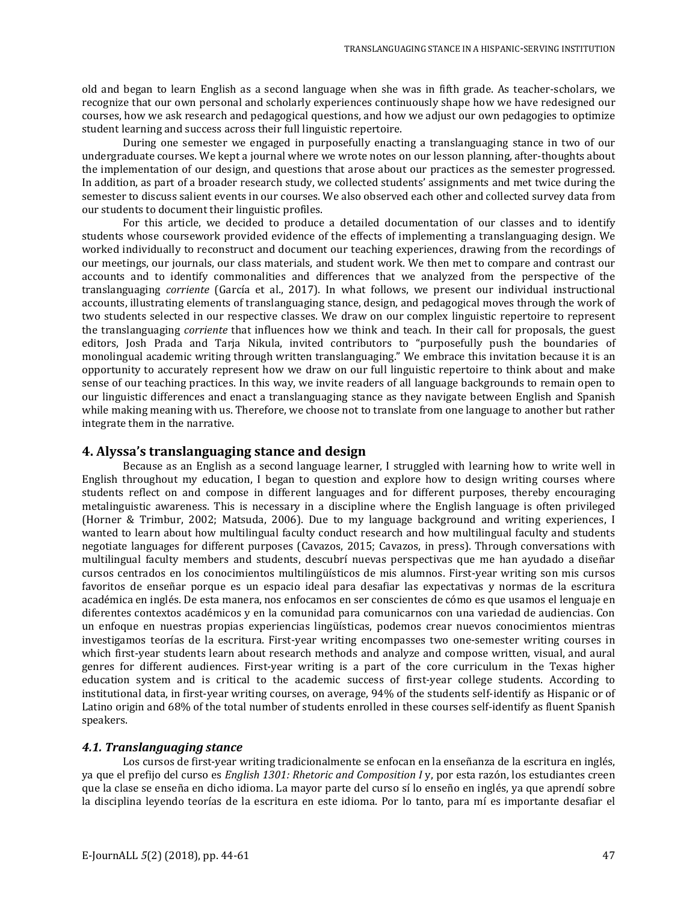old and began to learn English as a second language when she was in fifth grade. As teacher-scholars, we recognize that our own personal and scholarly experiences continuously shape how we have redesigned our courses, how we ask research and pedagogical questions, and how we adjust our own pedagogies to optimize student learning and success across their full linguistic repertoire.

During one semester we engaged in purposefully enacting a translanguaging stance in two of our undergraduate courses. We kept a journal where we wrote notes on our lesson planning, after-thoughts about the implementation of our design, and questions that arose about our practices as the semester progressed. In addition, as part of a broader research study, we collected students' assignments and met twice during the semester to discuss salient events in our courses. We also observed each other and collected survey data from our students to document their linguistic profiles.

For this article, we decided to produce a detailed documentation of our classes and to identify students whose coursework provided evidence of the effects of implementing a translanguaging design. We worked individually to reconstruct and document our teaching experiences, drawing from the recordings of our meetings, our journals, our class materials, and student work. We then met to compare and contrast our accounts and to identify commonalities and differences that we analyzed from the perspective of the translanguaging *corriente* (García et al., 2017). In what follows, we present our individual instructional accounts, illustrating elements of translanguaging stance, design, and pedagogical moves through the work of two students selected in our respective classes. We draw on our complex linguistic repertoire to represent the translanguaging *corriente* that influences how we think and teach. In their call for proposals, the guest editors, Josh Prada and Tarja Nikula, invited contributors to "purposefully push the boundaries of monolingual academic writing through written translanguaging." We embrace this invitation because it is an opportunity to accurately represent how we draw on our full linguistic repertoire to think about and make sense of our teaching practices. In this way, we invite readers of all language backgrounds to remain open to our linguistic differences and enact a translanguaging stance as they navigate between English and Spanish while making meaning with us. Therefore, we choose not to translate from one language to another but rather integrate them in the narrative.

## 4. Alyssa's translanguaging stance and design

Because as an English as a second language learner, I struggled with learning how to write well in English throughout my education, I began to question and explore how to design writing courses where students reflect on and compose in different languages and for different purposes, thereby encouraging metalinguistic awareness. This is necessary in a discipline where the English language is often privileged (Horner & Trimbur, 2002; Matsuda, 2006). Due to my language background and writing experiences, I wanted to learn about how multilingual faculty conduct research and how multilingual faculty and students negotiate languages for different purposes (Cavazos, 2015; Cavazos, in press). Through conversations with multilingual faculty members and students, descubrí nuevas perspectivas que me han ayudado a diseñar cursos centrados en los conocimientos multilingüísticos de mis alumnos. First-year writing son mis cursos favoritos de enseñar porque es un espacio ideal para desafiar las expectativas y normas de la escritura académica en inglés. De esta manera, nos enfocamos en ser conscientes de cómo es que usamos el lenguaje en diferentes contextos académicos y en la comunidad para comunicarnos con una variedad de audiencias. Con un enfoque en nuestras propias experiencias lingüísticas, podemos crear nuevos conocimientos mientras investigamos teorías de la escritura. First-year writing encompasses two one-semester writing courses in which first-year students learn about research methods and analyze and compose written, visual, and aural genres for different audiences. First-year writing is a part of the core curriculum in the Texas higher education system and is critical to the academic success of first-year college students. According to institutional data, in first-year writing courses, on average, 94% of the students self-identify as Hispanic or of Latino origin and 68% of the total number of students enrolled in these courses self-identify as fluent Spanish speakers.

### *4.1. Translanguaging stance*

Los cursos de first-year writing tradicionalmente se enfocan en la enseñanza de la escritura en inglés, ya que el prefijo del curso es *English 1301: Rhetoric and Composition I* y, por esta razón, los estudiantes creen que la clase se enseña en dicho idioma. La mayor parte del curso sí lo enseño en inglés, ya que aprendí sobre la disciplina leyendo teorías de la escritura en este idioma. Por lo tanto, para mí es importante desafiar el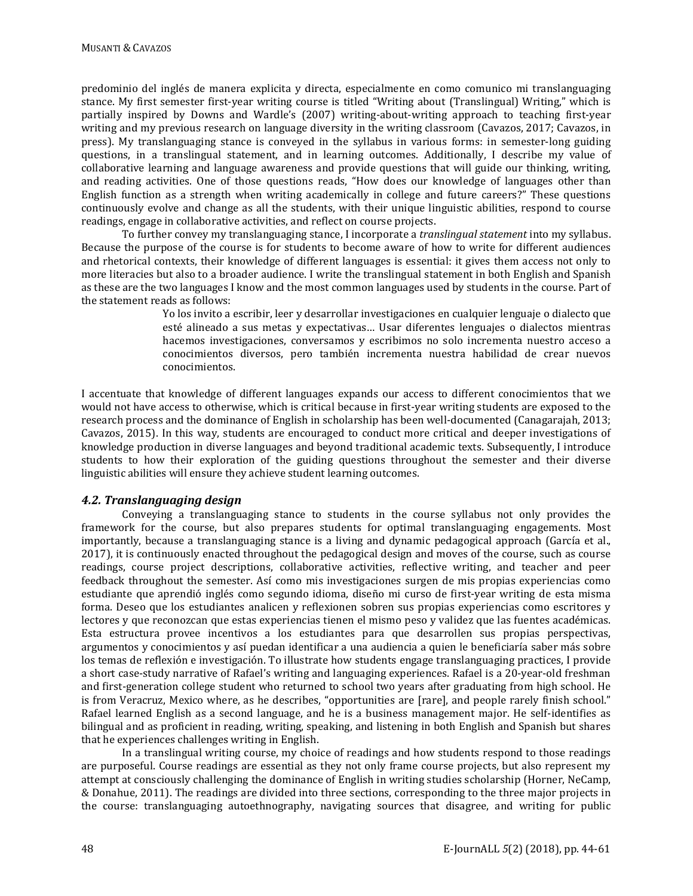predominio del inglés de manera explicita y directa, especialmente en como comunico mi translanguaging stance. My first semester first-year writing course is titled "Writing about (Translingual) Writing," which is partially inspired by Downs and Wardle's (2007) writing-about-writing approach to teaching first-year writing and my previous research on language diversity in the writing classroom (Cavazos, 2017; Cavazos, in press). My translanguaging stance is conveyed in the syllabus in various forms: in semester-long guiding questions, in a translingual statement, and in learning outcomes. Additionally, I describe my value of collaborative learning and language awareness and provide questions that will guide our thinking, writing, and reading activities. One of those questions reads, "How does our knowledge of languages other than English function as a strength when writing academically in college and future careers?" These questions continuously evolve and change as all the students, with their unique linguistic abilities, respond to course readings, engage in collaborative activities, and reflect on course projects.

To further convey my translanguaging stance, I incorporate a *translingual statement* into my syllabus. Because the purpose of the course is for students to become aware of how to write for different audiences and rhetorical contexts, their knowledge of different languages is essential: it gives them access not only to more literacies but also to a broader audience. I write the translingual statement in both English and Spanish as these are the two languages I know and the most common languages used by students in the course. Part of the statement reads as follows:

> Yo los invito a escribir, leer y desarrollar investigaciones en cualquier lenguaje o dialecto que esté alineado a sus metas y expectativas… Usar diferentes lenguajes o dialectos mientras hacemos investigaciones, conversamos y escribimos no solo incrementa nuestro acceso a conocimientos diversos, pero también incrementa nuestra habilidad de crear nuevos conocimientos.

I accentuate that knowledge of different languages expands our access to different conocimientos that we would not have access to otherwise, which is critical because in first-year writing students are exposed to the research process and the dominance of English in scholarship has been well-documented (Canagarajah, 2013; Cavazos, 2015). In this way, students are encouraged to conduct more critical and deeper investigations of knowledge production in diverse languages and beyond traditional academic texts. Subsequently, I introduce students to how their exploration of the guiding questions throughout the semester and their diverse linguistic abilities will ensure they achieve student learning outcomes.

### *4.2. Translanguaging design*

Conveying a translanguaging stance to students in the course syllabus not only provides the framework for the course, but also prepares students for optimal translanguaging engagements. Most importantly, because a translanguaging stance is a living and dynamic pedagogical approach (García et al., 2017), it is continuously enacted throughout the pedagogical design and moves of the course, such as course readings, course project descriptions, collaborative activities, reflective writing, and teacher and peer feedback throughout the semester. Así como mis investigaciones surgen de mis propias experiencias como estudiante que aprendió inglés como segundo idioma, diseño mi curso de first-year writing de esta misma forma. Deseo que los estudiantes analicen y reflexionen sobren sus propias experiencias como escritores y lectores y que reconozcan que estas experiencias tienen el mismo peso y validez que las fuentes académicas. Esta estructura provee incentivos a los estudiantes para que desarrollen sus propias perspectivas, argumentos y conocimientos y así puedan identificar a una audiencia a quien le beneficiaría saber más sobre los temas de reflexión e investigación. To illustrate how students engage translanguaging practices, I provide a short case-study narrative of Rafael's writing and language experiences. Rafael is a 20-year-old freshman and first-generation college student who returned to school two years after graduating from high school. He is from Veracruz, Mexico where, as he describes, "opportunities are [rare], and people rarely finish school." Rafael learned English as a second language, and he is a business management major. He self-identifies as bilingual and as proficient in reading, writing, speaking, and listening in both English and Spanish but shares that he experiences challenges writing in English.

In a translingual writing course, my choice of readings and how students respond to those readings are purposeful. Course readings are essential as they not only frame course projects, but also represent my attempt at consciously challenging the dominance of English in writing studies scholarship (Horner, NeCamp, & Donahue, 2011). The readings are divided into three sections, corresponding to the three major projects in the course: translanguaging autoethnography, navigating sources that disagree, and writing for public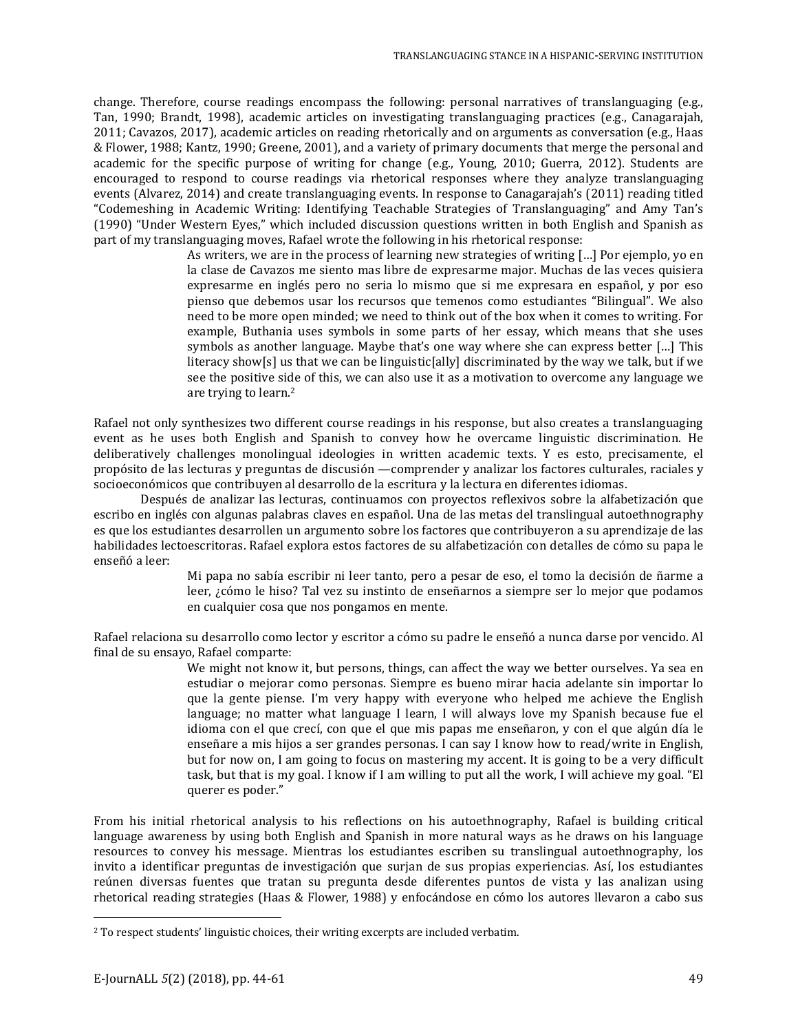change. Therefore, course readings encompass the following: personal narratives of translanguaging (e.g., Tan, 1990; Brandt, 1998), academic articles on investigating translanguaging practices (e.g., Canagarajah, 2011; Cavazos, 2017), academic articles on reading rhetorically and on arguments as conversation (e.g., Haas & Flower, 1988; Kantz, 1990; Greene, 2001), and a variety of primary documents that merge the personal and academic for the specific purpose of writing for change (e.g., Young, 2010; Guerra, 2012). Students are encouraged to respond to course readings via rhetorical responses where they analyze translanguaging events (Alvarez, 2014) and create translanguaging events. In response to Canagarajah's (2011) reading titled "Codemeshing in Academic Writing: Identifying Teachable Strategies of Translanguaging" and Amy Tan's (1990) "Under Western Eyes," which included discussion questions written in both English and Spanish as part of my translanguaging moves, Rafael wrote the following in his rhetorical response:

> As writers, we are in the process of learning new strategies of writing […] Por ejemplo, yo en la clase de Cavazos me siento mas libre de expresarme major. Muchas de las veces quisiera expresarme en inglés pero no seria lo mismo que si me expresara en español, y por eso pienso que debemos usar los recursos que temenos como estudiantes "Bilingual". We also need to be more open minded; we need to think out of the box when it comes to writing. For example, Buthania uses symbols in some parts of her essay, which means that she uses symbols as another language. Maybe that's one way where she can express better […] This literacy show[s] us that we can be linguistic[ally] discriminated by the way we talk, but if we see the positive side of this, we can also use it as a motivation to overcome any language we are trying to learn.[2]

Rafael not only synthesizes two different course readings in his response, but also creates a translanguaging event as he uses both English and Spanish to convey how he overcame linguistic discrimination. He deliberatively challenges monolingual ideologies in written academic texts. Y es esto, precisamente, el propósito de las lecturas y preguntas de discusión —comprender y analizar los factores culturales, raciales y socioeconómicos que contribuyen al desarrollo de la escritura y la lectura en diferentes idiomas.

Después de analizar las lecturas, continuamos con proyectos reflexivos sobre la alfabetización que escribo en inglés con algunas palabras claves en español. Una de las metas del translingual autoethnography es que los estudiantes desarrollen un argumento sobre los factores que contribuyeron a su aprendizaje de las habilidades lectoescritoras. Rafael explora estos factores de su alfabetización con detalles de cómo su papa le enseñó a leer:

> Mi papa no sabía escribir ni leer tanto, pero a pesar de eso, el tomo la decisión de ñarme a leer, ¿cómo le hiso? Tal vez su instinto de enseñarnos a siempre ser lo mejor que podamos en cualquier cosa que nos pongamos en mente.

Rafael relaciona su desarrollo como lector y escritor a cómo su padre le enseñó a nunca darse por vencido. Al final de su ensayo, Rafael comparte:

> We might not know it, but persons, things, can affect the way we better ourselves. Ya sea en estudiar o mejorar como personas. Siempre es bueno mirar hacia adelante sin importar lo que la gente piense. I'm very happy with everyone who helped me achieve the English language; no matter what language I learn, I will always love my Spanish because fue el idioma con el que crecí, con que el que mis papas me enseñaron, y con el que algún día le enseñare a mis hijos a ser grandes personas. I can say I know how to read/write in English, but for now on, I am going to focus on mastering my accent. It is going to be a very difficult task, but that is my goal. I know if I am willing to put all the work, I will achieve my goal. "El querer es poder."

From his initial rhetorical analysis to his reflections on his autoethnography, Rafael is building critical language awareness by using both English and Spanish in more natural ways as he draws on his language resources to convey his message. Mientras los estudiantes escriben su translingual autoethnography, los invito a identificar preguntas de investigación que surjan de sus propias experiencias. Así, los estudiantes reúnen diversas fuentes que tratan su pregunta desde diferentes puntos de vista y las analizan using rhetorical reading strategies (Haas & Flower, 1988) y enfocándose en cómo los autores llevaron a cabo sus

---

[2] To respect students' linguistic choices, their writing excerpts are included verbatim.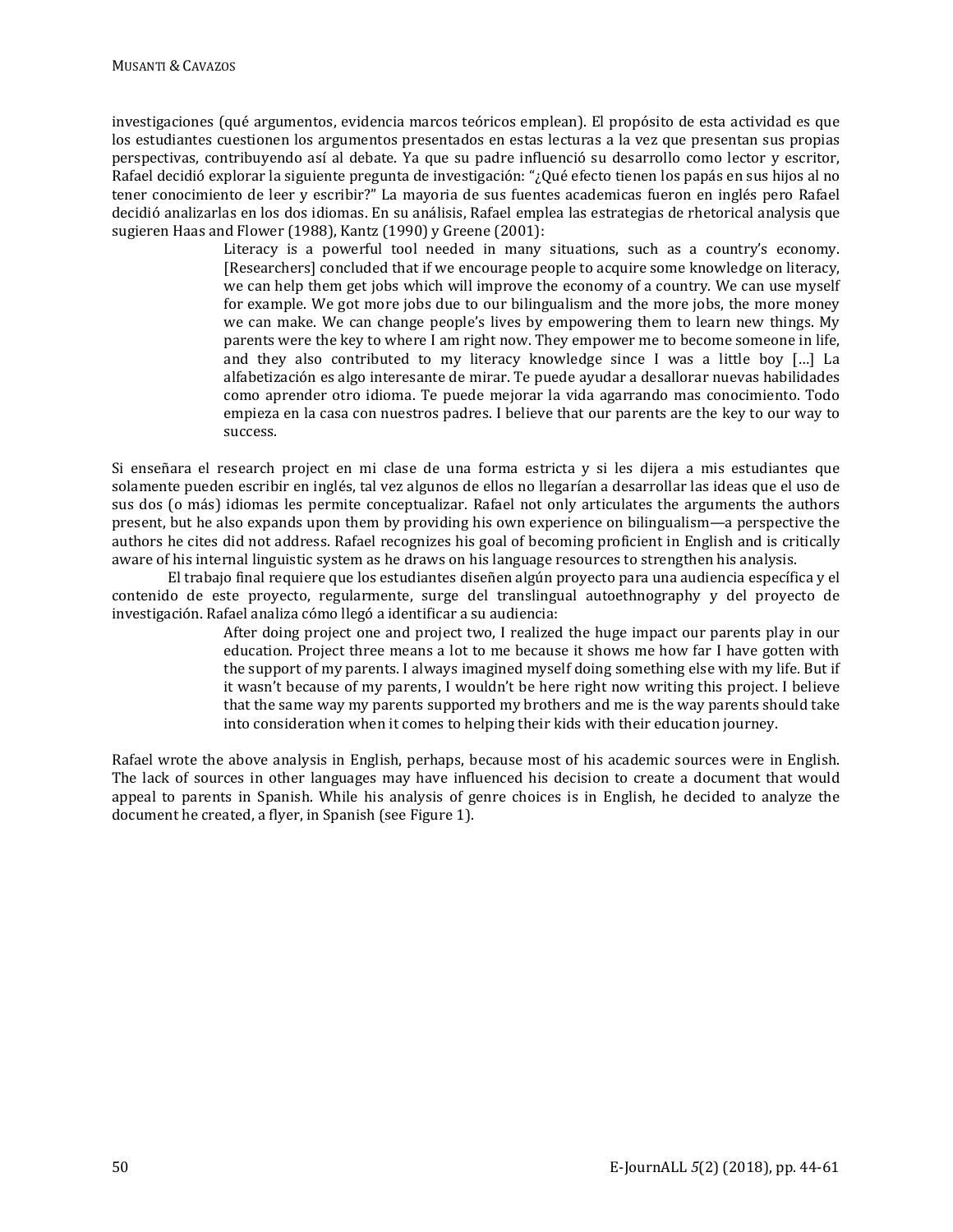investigaciones (qué argumentos, evidencia marcos teóricos emplean). El propósito de esta actividad es que los estudiantes cuestionen los argumentos presentados en estas lecturas a la vez que presentan sus propias perspectivas, contribuyendo así al debate. Ya que su padre influenció su desarrollo como lector y escritor, Rafael decidió explorar la siguiente pregunta de investigación: "¿Qué efecto tienen los papás en sus hijos al no tener conocimiento de leer y escribir?" La mayoria de sus fuentes academicas fueron en inglés pero Rafael decidió analizarlas en los dos idiomas. En su análisis, Rafael emplea las estrategias de rhetorical analysis que sugieren Haas and Flower (1988), Kantz (1990) y Greene (2001):

> Literacy is a powerful tool needed in many situations, such as a country's economy. [Researchers] concluded that if we encourage people to acquire some knowledge on literacy, we can help them get jobs which will improve the economy of a country. We can use myself for example. We got more jobs due to our bilingualism and the more jobs, the more money we can make. We can change people's lives by empowering them to learn new things. My parents were the key to where I am right now. They empower me to become someone in life, and they also contributed to my literacy knowledge since I was a little boy [...] La alfabetización es algo interesante de mirar. Te puede ayudar a desallorar nuevas habilidades como aprender otro idioma. Te puede mejorar la vida agarrando mas conocimiento. Todo empieza en la casa con nuestros padres. I believe that our parents are the key to our way to success.

Si enseñara el research project en mi clase de una forma estricta y si les dijera a mis estudiantes que solamente pueden escribir en inglés, tal vez algunos de ellos no llegarían a desarrollar las ideas que el uso de sus dos (o más) idiomas les permite conceptualizar. Rafael not only articulates the arguments the authors present, but he also expands upon them by providing his own experience on bilingualism—a perspective the authors he cites did not address. Rafael recognizes his goal of becoming proficient in English and is critically aware of his internal linguistic system as he draws on his language resources to strengthen his analysis.

El trabajo final requiere que los estudiantes diseñen algún proyecto para una audiencia específica y el contenido de este proyecto, regularmente, surge del translingual autoethnography y del proyecto de investigación. Rafael analiza cómo llegó a identificar a su audiencia:

> After doing project one and project two, I realized the huge impact our parents play in our education. Project three means a lot to me because it shows me how far I have gotten with the support of my parents. I always imagined myself doing something else with my life. But if it wasn't because of my parents, I wouldn't be here right now writing this project. I believe that the same way my parents supported my brothers and me is the way parents should take into consideration when it comes to helping their kids with their education journey.

Rafael wrote the above analysis in English, perhaps, because most of his academic sources were in English. The lack of sources in other languages may have influenced his decision to create a document that would appeal to parents in Spanish. While his analysis of genre choices is in English, he decided to analyze the document he created, a flyer, in Spanish (see Figure 1).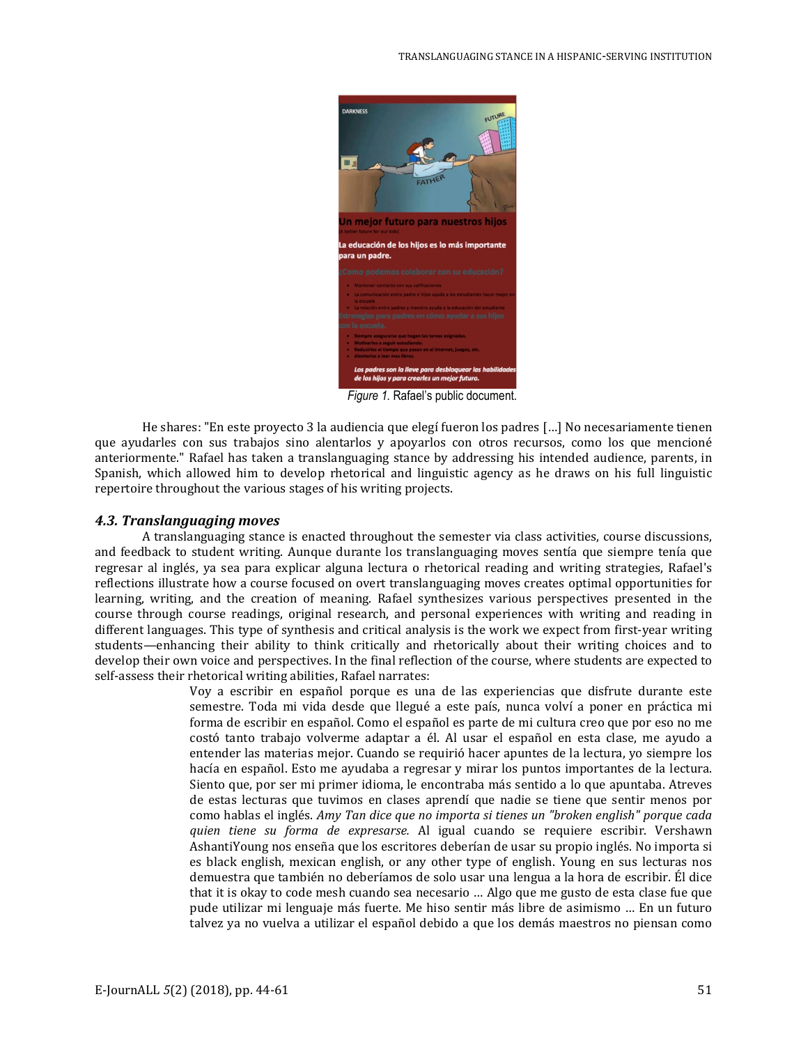Figure 1. Rafael's public document.

He shares: "En este proyecto 3 la audiencia que elegí fueron los padres […] No necesariamente tienen que ayudarles con sus trabajos sino alentarlos y apoyarlos con otros recursos, como los que mencioné anteriormente." Rafael has taken a translanguaging stance by addressing his intended audience, parents, in Spanish, which allowed him to develop rhetorical and linguistic agency as he draws on his full linguistic repertoire throughout the various stages of his writing projects.

### *4.3. Translanguaging moves*

A translanguaging stance is enacted throughout the semester via class activities, course discussions, and feedback to student writing. Aunque durante los translanguaging moves sentía que siempre tenía que regresar al inglés, ya sea para explicar alguna lectura o rhetorical reading and writing strategies, Rafael's reflections illustrate how a course focused on overt translanguaging moves creates optimal opportunities for learning, writing, and the creation of meaning. Rafael synthesizes various perspectives presented in the course through course readings, original research, and personal experiences with writing and reading in different languages. This type of synthesis and critical analysis is the work we expect from first-year writing students—enhancing their ability to think critically and rhetorically about their writing choices and to develop their own voice and perspectives. In the final reflection of the course, where students are expected to self-assess their rhetorical writing abilities, Rafael narrates:

> Voy a escribir en español porque es una de las experiencias que disfrute durante este semestre. Toda mi vida desde que llegué a este país, nunca volví a poner en práctica mi forma de escribir en español. Como el español es parte de mi cultura creo que por eso no me costó tanto trabajo volverme adaptar a él. Al usar el español en esta clase, me ayudo a entender las materias mejor. Cuando se requirió hacer apuntes de la lectura, yo siempre los hacía en español. Esto me ayudaba a regresar y mirar los puntos importantes de la lectura. Siento que, por ser mi primer idioma, le encontraba más sentido a lo que apuntaba. Atreves de estas lecturas que tuvimos en clases aprendí que nadie se tiene que sentir menos por como hablas el inglés. *Amy Tan dice que no importa si tienes un "broken english" porque cada quien tiene su forma de expresarse.* Al igual cuando se requiere escribir. Vershawn AshantiYoung nos enseña que los escritores deberían de usar su propio inglés. No importa si es black english, mexican english, or any other type of english. Young en sus lecturas nos demuestra que también no deberíamos de solo usar una lengua a la hora de escribir. Él dice that it is okay to code mesh cuando sea necesario … Algo que me gusto de esta clase fue que pude utilizar mi lenguaje más fuerte. Me hiso sentir más libre de asimismo … En un futuro talvez ya no vuelva a utilizar el español debido a que los demás maestros no piensan como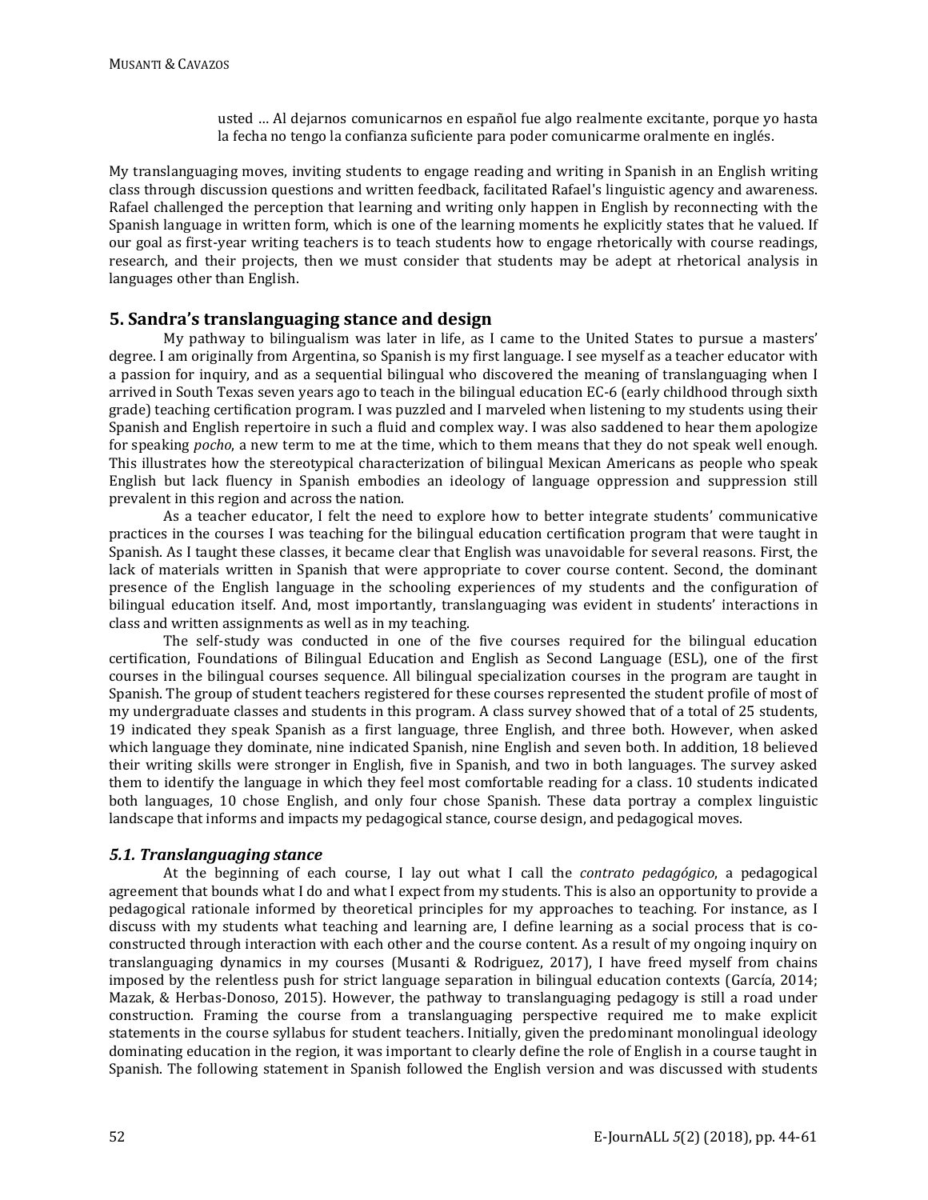> usted … Al dejarnos comunicarnos en español fue algo realmente excitante, porque yo hasta la fecha no tengo la confianza suficiente para poder comunicarme oralmente en inglés.

My translanguaging moves, inviting students to engage reading and writing in Spanish in an English writing class through discussion questions and written feedback, facilitated Rafael's linguistic agency and awareness. Rafael challenged the perception that learning and writing only happen in English by reconnecting with the Spanish language in written form, which is one of the learning moments he explicitly states that he valued. If our goal as first-year writing teachers is to teach students how to engage rhetorically with course readings, research, and their projects, then we must consider that students may be adept at rhetorical analysis in languages other than English.

## 5. Sandra's translanguaging stance and design

My pathway to bilingualism was later in life, as I came to the United States to pursue a masters' degree. I am originally from Argentina, so Spanish is my first language. I see myself as a teacher educator with a passion for inquiry, and as a sequential bilingual who discovered the meaning of translanguaging when I arrived in South Texas seven years ago to teach in the bilingual education EC-6 (early childhood through sixth grade) teaching certification program. I was puzzled and I marveled when listening to my students using their Spanish and English repertoire in such a fluid and complex way. I was also saddened to hear them apologize for speaking *pocho*, a new term to me at the time, which to them means that they do not speak well enough. This illustrates how the stereotypical characterization of bilingual Mexican Americans as people who speak English but lack fluency in Spanish embodies an ideology of language oppression and suppression still prevalent in this region and across the nation.

As a teacher educator, I felt the need to explore how to better integrate students' communicative practices in the courses I was teaching for the bilingual education certification program that were taught in Spanish. As I taught these classes, it became clear that English was unavoidable for several reasons. First, the lack of materials written in Spanish that were appropriate to cover course content. Second, the dominant presence of the English language in the schooling experiences of my students and the configuration of bilingual education itself. And, most importantly, translanguaging was evident in students' interactions in class and written assignments as well as in my teaching.

The self-study was conducted in one of the five courses required for the bilingual education certification, Foundations of Bilingual Education and English as Second Language (ESL), one of the first courses in the bilingual courses sequence. All bilingual specialization courses in the program are taught in Spanish. The group of student teachers registered for these courses represented the student profile of most of my undergraduate classes and students in this program. A class survey showed that of a total of 25 students, 19 indicated they speak Spanish as a first language, three English, and three both. However, when asked which language they dominate, nine indicated Spanish, nine English and seven both. In addition, 18 believed their writing skills were stronger in English, five in Spanish, and two in both languages. The survey asked them to identify the language in which they feel most comfortable reading for a class. 10 students indicated both languages, 10 chose English, and only four chose Spanish. These data portray a complex linguistic landscape that informs and impacts my pedagogical stance, course design, and pedagogical moves.

### 5.1. Translanguaging stance

At the beginning of each course, I lay out what I call the *contrato pedagógico*, a pedagogical agreement that bounds what I do and what I expect from my students. This is also an opportunity to provide a pedagogical rationale informed by theoretical principles for my approaches to teaching. For instance, as I discuss with my students what teaching and learning are, I define learning as a social process that is co-constructed through interaction with each other and the course content. As a result of my ongoing inquiry on translanguaging dynamics in my courses (Musanti & Rodriguez, 2017), I have freed myself from chains imposed by the relentless push for strict language separation in bilingual education contexts (García, 2014; Mazak, & Herbas-Donoso, 2015). However, the pathway to translanguaging pedagogy is still a road under construction. Framing the course from a translanguaging perspective required me to make explicit statements in the course syllabus for student teachers. Initially, given the predominant monolingual ideology dominating education in the region, it was important to clearly define the role of English in a course taught in Spanish. The following statement in Spanish followed the English version and was discussed with students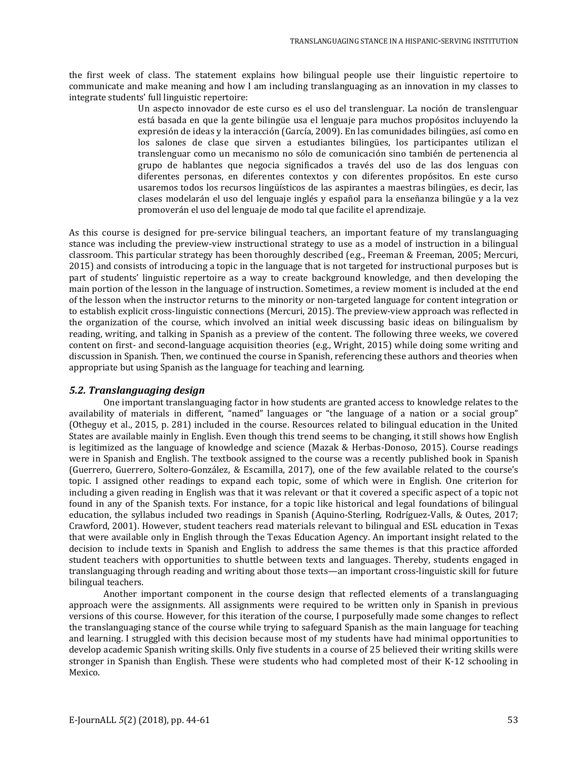the first week of class. The statement explains how bilingual people use their linguistic repertoire to communicate and make meaning and how I am including translanguaging as an innovation in my classes to integrate students' full linguistic repertoire:

> Un aspecto innovador de este curso es el uso del translenguar. La noción de translenguar está basada en que la gente bilingüe usa el lenguaje para muchos propósitos incluyendo la expresión de ideas y la interacción (García, 2009). En las comunidades bilingües, así como en los salones de clase que sirven a estudiantes bilingües, los participantes utilizan el translenguar como un mecanismo no sólo de comunicación sino también de pertenencia al grupo de hablantes que negocia significados a través del uso de las dos lenguas con diferentes personas, en diferentes contextos y con diferentes propósitos. En este curso usaremos todos los recursos lingüísticos de las aspirantes a maestras bilingües, es decir, las clases modelarán el uso del lenguaje inglés y español para la enseñanza bilingüe y a la vez promoverán el uso del lenguaje de modo tal que facilite el aprendizaje.

As this course is designed for pre-service bilingual teachers, an important feature of my translanguaging stance was including the preview-view instructional strategy to use as a model of instruction in a bilingual classroom. This particular strategy has been thoroughly described (e.g., Freeman & Freeman, 2005; Mercuri, 2015) and consists of introducing a topic in the language that is not targeted for instructional purposes but is part of students' linguistic repertoire as a way to create background knowledge, and then developing the main portion of the lesson in the language of instruction. Sometimes, a review moment is included at the end of the lesson when the instructor returns to the minority or non-targeted language for content integration or to establish explicit cross-linguistic connections (Mercuri, 2015). The preview-view approach was reflected in the organization of the course, which involved an initial week discussing basic ideas on bilingualism by reading, writing, and talking in Spanish as a preview of the content. The following three weeks, we covered content on first- and second-language acquisition theories (e.g., Wright, 2015) while doing some writing and discussion in Spanish. Then, we continued the course in Spanish, referencing these authors and theories when appropriate but using Spanish as the language for teaching and learning.

### *5.2. Translanguaging design*

One important translanguaging factor in how students are granted access to knowledge relates to the availability of materials in different, "named" languages or "the language of a nation or a social group" (Otheguy et al., 2015, p. 281) included in the course. Resources related to bilingual education in the United States are available mainly in English. Even though this trend seems to be changing, it still shows how English is legitimized as the language of knowledge and science (Mazak & Herbas-Donoso, 2015). Course readings were in Spanish and English. The textbook assigned to the course was a recently published book in Spanish (Guerrero, Guerrero, Soltero-González, & Escamilla, 2017), one of the few available related to the course's topic. I assigned other readings to expand each topic, some of which were in English. One criterion for including a given reading in English was that it was relevant or that it covered a specific aspect of a topic not found in any of the Spanish texts. For instance, for a topic like historical and legal foundations of bilingual education, the syllabus included two readings in Spanish (Aquino-Sterling, Rodríguez-Valls, & Outes, 2017; Crawford, 2001). However, student teachers read materials relevant to bilingual and ESL education in Texas that were available only in English through the Texas Education Agency. An important insight related to the decision to include texts in Spanish and English to address the same themes is that this practice afforded student teachers with opportunities to shuttle between texts and languages. Thereby, students engaged in translanguaging through reading and writing about those texts—an important cross-linguistic skill for future bilingual teachers.

Another important component in the course design that reflected elements of a translanguaging approach were the assignments. All assignments were required to be written only in Spanish in previous versions of this course. However, for this iteration of the course, I purposefully made some changes to reflect the translanguaging stance of the course while trying to safeguard Spanish as the main language for teaching and learning. I struggled with this decision because most of my students have had minimal opportunities to develop academic Spanish writing skills. Only five students in a course of 25 believed their writing skills were stronger in Spanish than English. These were students who had completed most of their K-12 schooling in Mexico.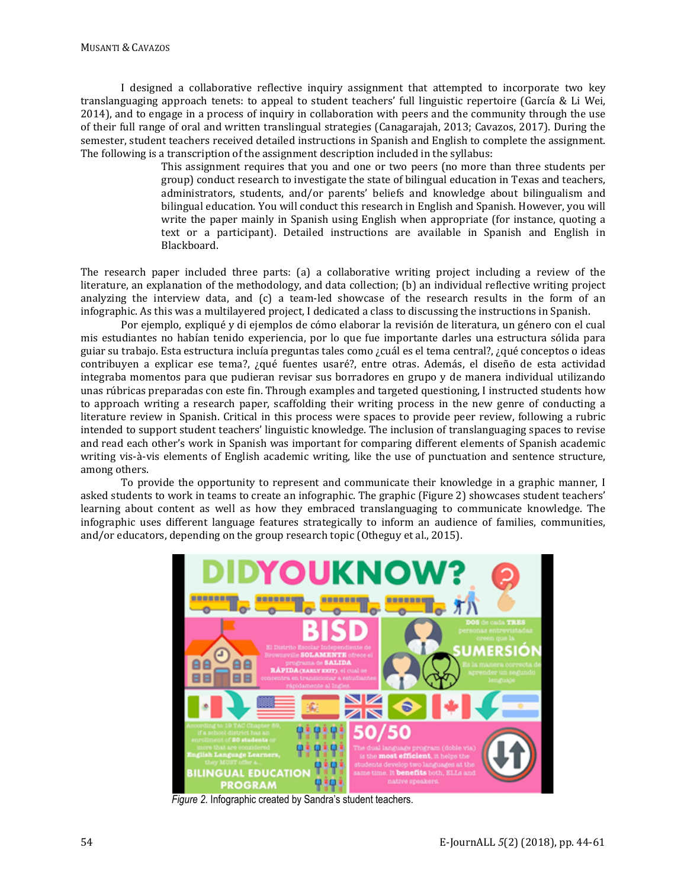I designed a collaborative reflective inquiry assignment that attempted to incorporate two key translanguaging approach tenets: to appeal to student teachers' full linguistic repertoire (García & Li Wei, 2014), and to engage in a process of inquiry in collaboration with peers and the community through the use of their full range of oral and written translingual strategies (Canagarajah, 2013; Cavazos, 2017). During the semester, student teachers received detailed instructions in Spanish and English to complete the assignment. The following is a transcription of the assignment description included in the syllabus:

> This assignment requires that you and one or two peers (no more than three students per group) conduct research to investigate the state of bilingual education in Texas and teachers, administrators, students, and/or parents' beliefs and knowledge about bilingualism and bilingual education. You will conduct this research in English and Spanish. However, you will write the paper mainly in Spanish using English when appropriate (for instance, quoting a text or a participant). Detailed instructions are available in Spanish and English in Blackboard.

The research paper included three parts: (a) a collaborative writing project including a review of the literature, an explanation of the methodology, and data collection; (b) an individual reflective writing project analyzing the interview data, and (c) a team-led showcase of the research results in the form of an infographic. As this was a multilayered project, I dedicated a class to discussing the instructions in Spanish.

Por ejemplo, expliqué y di ejemplos de cómo elaborar la revisión de literatura, un género con el cual mis estudiantes no habían tenido experiencia, por lo que fue importante darles una estructura sólida para guiar su trabajo. Esta estructura incluía preguntas tales como ¿cuál es el tema central?, ¿qué conceptos o ideas contribuyen a explicar ese tema?, ¿qué fuentes usaré?, entre otras. Además, el diseño de esta actividad integraba momentos para que pudieran revisar sus borradores en grupo y de manera individual utilizando unas rúbricas preparadas con este fin. Through examples and targeted questioning, I instructed students how to approach writing a research paper, scaffolding their writing process in the new genre of conducting a literature review in Spanish. Critical in this process were spaces to provide peer review, following a rubric intended to support student teachers' linguistic knowledge. The inclusion of translanguaging spaces to revise and read each other's work in Spanish was important for comparing different elements of Spanish academic writing vis-à-vis elements of English academic writing, like the use of punctuation and sentence structure, among others.

To provide the opportunity to represent and communicate their knowledge in a graphic manner, I asked students to work in teams to create an infographic. The graphic (Figure 2) showcases student teachers' learning about content as well as how they embraced translanguaging to communicate knowledge. The infographic uses different language features strategically to inform an audience of families, communities, and/or educators, depending on the group research topic (Otheguy et al., 2015).

*Figure 2.* Infographic created by Sandra's student teachers.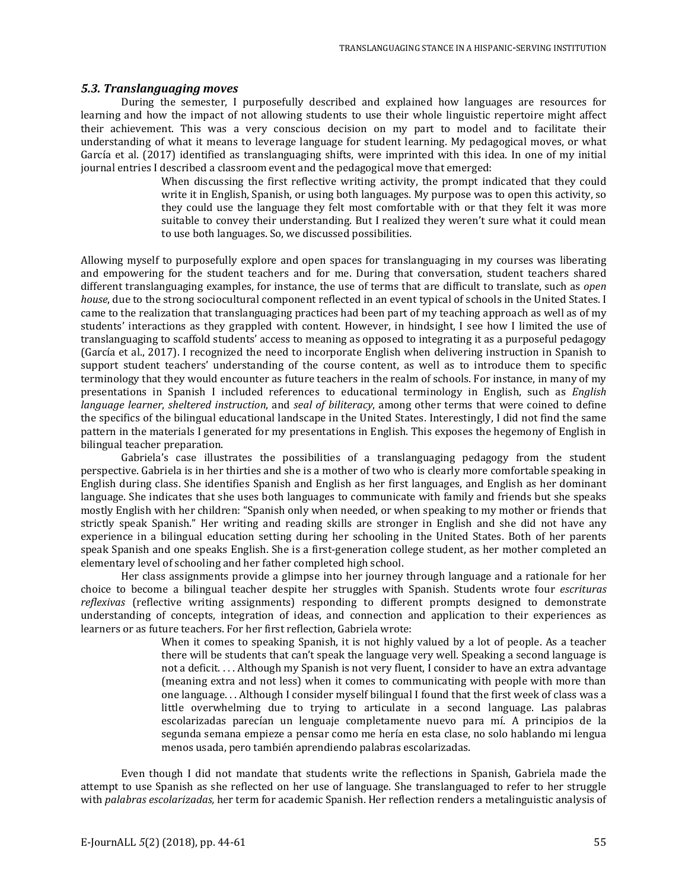### *5.3. Translanguaging moves*

During the semester, I purposefully described and explained how languages are resources for learning and how the impact of not allowing students to use their whole linguistic repertoire might affect their achievement. This was a very conscious decision on my part to model and to facilitate their understanding of what it means to leverage language for student learning. My pedagogical moves, or what García et al. (2017) identified as translanguaging shifts, were imprinted with this idea. In one of my initial journal entries I described a classroom event and the pedagogical move that emerged:

> When discussing the first reflective writing activity, the prompt indicated that they could write it in English, Spanish, or using both languages. My purpose was to open this activity, so they could use the language they felt most comfortable with or that they felt it was more suitable to convey their understanding. But I realized they weren't sure what it could mean to use both languages. So, we discussed possibilities.

Allowing myself to purposefully explore and open spaces for translanguaging in my courses was liberating and empowering for the student teachers and for me. During that conversation, student teachers shared different translanguaging examples, for instance, the use of terms that are difficult to translate, such as *open house*, due to the strong sociocultural component reflected in an event typical of schools in the United States. I came to the realization that translanguaging practices had been part of my teaching approach as well as of my students' interactions as they grappled with content. However, in hindsight, I see how I limited the use of translanguaging to scaffold students' access to meaning as opposed to integrating it as a purposeful pedagogy (García et al., 2017). I recognized the need to incorporate English when delivering instruction in Spanish to support student teachers' understanding of the course content, as well as to introduce them to specific terminology that they would encounter as future teachers in the realm of schools. For instance, in many of my presentations in Spanish I included references to educational terminology in English, such as *English language learner*, *sheltered instruction*, and *seal of biliteracy*, among other terms that were coined to define the specifics of the bilingual educational landscape in the United States. Interestingly, I did not find the same pattern in the materials I generated for my presentations in English. This exposes the hegemony of English in bilingual teacher preparation.

Gabriela's case illustrates the possibilities of a translanguaging pedagogy from the student perspective. Gabriela is in her thirties and she is a mother of two who is clearly more comfortable speaking in English during class. She identifies Spanish and English as her first languages, and English as her dominant language. She indicates that she uses both languages to communicate with family and friends but she speaks mostly English with her children: "Spanish only when needed, or when speaking to my mother or friends that strictly speak Spanish." Her writing and reading skills are stronger in English and she did not have any experience in a bilingual education setting during her schooling in the United States. Both of her parents speak Spanish and one speaks English. She is a first-generation college student, as her mother completed an elementary level of schooling and her father completed high school.

Her class assignments provide a glimpse into her journey through language and a rationale for her choice to become a bilingual teacher despite her struggles with Spanish. Students wrote four *escrituras reflexivas* (reflective writing assignments) responding to different prompts designed to demonstrate understanding of concepts, integration of ideas, and connection and application to their experiences as learners or as future teachers. For her first reflection, Gabriela wrote:

> When it comes to speaking Spanish, it is not highly valued by a lot of people. As a teacher there will be students that can't speak the language very well. Speaking a second language is not a deficit. . . . Although my Spanish is not very fluent, I consider to have an extra advantage (meaning extra and not less) when it comes to communicating with people with more than one language. . . Although I consider myself bilingual I found that the first week of class was a little overwhelming due to trying to articulate in a second language. Las palabras escolarizadas parecían un lenguaje completamente nuevo para mí. A principios de la segunda semana empieze a pensar como me hería en esta clase, no solo hablando mi lengua menos usada, pero también aprendiendo palabras escolarizadas.

Even though I did not mandate that students write the reflections in Spanish, Gabriela made the attempt to use Spanish as she reflected on her use of language. She translanguaged to refer to her struggle with *palabras escolarizadas,* her term for academic Spanish. Her reflection renders a metalinguistic analysis of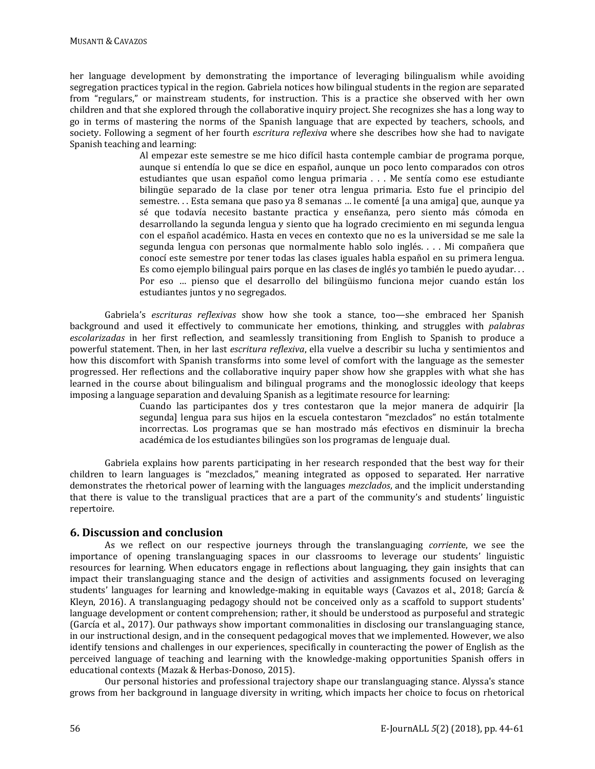her language development by demonstrating the importance of leveraging bilingualism while avoiding segregation practices typical in the region. Gabriela notices how bilingual students in the region are separated from "regulars," or mainstream students, for instruction. This is a practice she observed with her own children and that she explored through the collaborative inquiry project. She recognizes she has a long way to go in terms of mastering the norms of the Spanish language that are expected by teachers, schools, and society. Following a segment of her fourth *escritura reflexiva* where she describes how she had to navigate Spanish teaching and learning:

> Al empezar este semestre se me hico difícil hasta contemple cambiar de programa porque, aunque si entendía lo que se dice en español, aunque un poco lento comparados con otros estudiantes que usan español como lengua primaria . . . Me sentía como ese estudiante bilingüe separado de la clase por tener otra lengua primaria. Esto fue el principio del semestre. . . Esta semana que paso ya 8 semanas … le comenté [a una amiga] que, aunque ya sé que todavía necesito bastante practica y enseñanza, pero siento más cómoda en desarrollando la segunda lengua y siento que ha logrado crecimiento en mi segunda lengua con el español académico. Hasta en veces en contexto que no es la universidad se me sale la segunda lengua con personas que normalmente hablo solo inglés. . . . Mi compañera que conocí este semestre por tener todas las clases iguales habla español en su primera lengua. Es como ejemplo bilingual pairs porque en las clases de inglés yo también le puedo ayudar. . . Por eso … pienso que el desarrollo del bilingüismo funciona mejor cuando están los estudiantes juntos y no segregados.

Gabriela's *escrituras reflexivas* show how she took a stance, too—she embraced her Spanish background and used it effectively to communicate her emotions, thinking, and struggles with *palabras escolarizadas* in her first reflection, and seamlessly transitioning from English to Spanish to produce a powerful statement. Then, in her last *escritura reflexiva*, ella vuelve a describir su lucha y sentimientos and how this discomfort with Spanish transforms into some level of comfort with the language as the semester progressed. Her reflections and the collaborative inquiry paper show how she grapples with what she has learned in the course about bilingualism and bilingual programs and the monoglossic ideology that keeps imposing a language separation and devaluing Spanish as a legitimate resource for learning:

> Cuando las participantes dos y tres contestaron que la mejor manera de adquirir [la segunda] lengua para sus hijos en la escuela contestaron "mezclados" no están totalmente incorrectas. Los programas que se han mostrado más efectivos en disminuir la brecha académica de los estudiantes bilingües son los programas de lenguaje dual.

Gabriela explains how parents participating in her research responded that the best way for their children to learn languages is "mezclados," meaning integrated as opposed to separated. Her narrative demonstrates the rhetorical power of learning with the languages *mezclados*, and the implicit understanding that there is value to the transligual practices that are a part of the community's and students' linguistic repertoire.

## 6. Discussion and conclusion

As we reflect on our respective journeys through the translanguaging *corriente*, we see the importance of opening translanguaging spaces in our classrooms to leverage our students' linguistic resources for learning. When educators engage in reflections about languaging, they gain insights that can impact their translanguaging stance and the design of activities and assignments focused on leveraging students' languages for learning and knowledge-making in equitable ways (Cavazos et al., 2018; García & Kleyn, 2016). A translanguaging pedagogy should not be conceived only as a scaffold to support students' language development or content comprehension; rather, it should be understood as purposeful and strategic (García et al., 2017). Our pathways show important commonalities in disclosing our translanguaging stance, in our instructional design, and in the consequent pedagogical moves that we implemented. However, we also identify tensions and challenges in our experiences, specifically in counteracting the power of English as the perceived language of teaching and learning with the knowledge-making opportunities Spanish offers in educational contexts (Mazak & Herbas-Donoso, 2015).

Our personal histories and professional trajectory shape our translanguaging stance. Alyssa's stance grows from her background in language diversity in writing, which impacts her choice to focus on rhetorical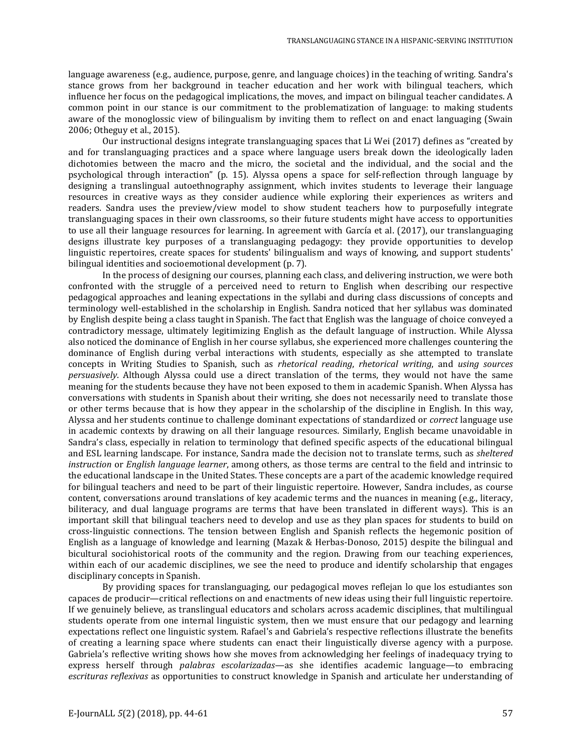language awareness (e.g., audience, purpose, genre, and language choices) in the teaching of writing. Sandra's stance grows from her background in teacher education and her work with bilingual teachers, which influence her focus on the pedagogical implications, the moves, and impact on bilingual teacher candidates. A common point in our stance is our commitment to the problematization of language: to making students aware of the monoglossic view of bilingualism by inviting them to reflect on and enact languaging (Swain 2006; Otheguy et al., 2015).

Our instructional designs integrate translanguaging spaces that Li Wei (2017) defines as "created by and for translanguaging practices and a space where language users break down the ideologically laden dichotomies between the macro and the micro, the societal and the individual, and the social and the psychological through interaction" (p. 15). Alyssa opens a space for self-reflection through language by designing a translingual autoethnography assignment, which invites students to leverage their language resources in creative ways as they consider audience while exploring their experiences as writers and readers. Sandra uses the preview/view model to show student teachers how to purposefully integrate translanguaging spaces in their own classrooms, so their future students might have access to opportunities to use all their language resources for learning. In agreement with García et al. (2017), our translanguaging designs illustrate key purposes of a translanguaging pedagogy: they provide opportunities to develop linguistic repertoires, create spaces for students' bilingualism and ways of knowing, and support students' bilingual identities and socioemotional development (p. 7).

In the process of designing our courses, planning each class, and delivering instruction, we were both confronted with the struggle of a perceived need to return to English when describing our respective pedagogical approaches and leaning expectations in the syllabi and during class discussions of concepts and terminology well-established in the scholarship in English. Sandra noticed that her syllabus was dominated by English despite being a class taught in Spanish. The fact that English was the language of choice conveyed a contradictory message, ultimately legitimizing English as the default language of instruction. While Alyssa also noticed the dominance of English in her course syllabus, she experienced more challenges countering the dominance of English during verbal interactions with students, especially as she attempted to translate concepts in Writing Studies to Spanish, such as *rhetorical reading*, *rhetorical writing*, and *using sources persuasively*. Although Alyssa could use a direct translation of the terms, they would not have the same meaning for the students because they have not been exposed to them in academic Spanish. When Alyssa has conversations with students in Spanish about their writing, she does not necessarily need to translate those or other terms because that is how they appear in the scholarship of the discipline in English. In this way, Alyssa and her students continue to challenge dominant expectations of standardized or *correct* language use in academic contexts by drawing on all their language resources. Similarly, English became unavoidable in Sandra's class, especially in relation to terminology that defined specific aspects of the educational bilingual and ESL learning landscape. For instance, Sandra made the decision not to translate terms, such as *sheltered instruction* or *English language learner*, among others, as those terms are central to the field and intrinsic to the educational landscape in the United States. These concepts are a part of the academic knowledge required for bilingual teachers and need to be part of their linguistic repertoire. However, Sandra includes, as course content, conversations around translations of key academic terms and the nuances in meaning (e.g., literacy, biliteracy, and dual language programs are terms that have been translated in different ways). This is an important skill that bilingual teachers need to develop and use as they plan spaces for students to build on cross-linguistic connections. The tension between English and Spanish reflects the hegemonic position of English as a language of knowledge and learning (Mazak & Herbas-Donoso, 2015) despite the bilingual and bicultural sociohistorical roots of the community and the region. Drawing from our teaching experiences, within each of our academic disciplines, we see the need to produce and identify scholarship that engages disciplinary concepts in Spanish.

By providing spaces for translanguaging, our pedagogical moves reflejan lo que los estudiantes son capaces de producir—critical reflections on and enactments of new ideas using their full linguistic repertoire. If we genuinely believe, as translingual educators and scholars across academic disciplines, that multilingual students operate from one internal linguistic system, then we must ensure that our pedagogy and learning expectations reflect one linguistic system. Rafael's and Gabriela's respective reflections illustrate the benefits of creating a learning space where students can enact their linguistically diverse agency with a purpose. Gabriela's reflective writing shows how she moves from acknowledging her feelings of inadequacy trying to express herself through *palabras escolarizadas*—as she identifies academic language—to embracing *escrituras reflexivas* as opportunities to construct knowledge in Spanish and articulate her understanding of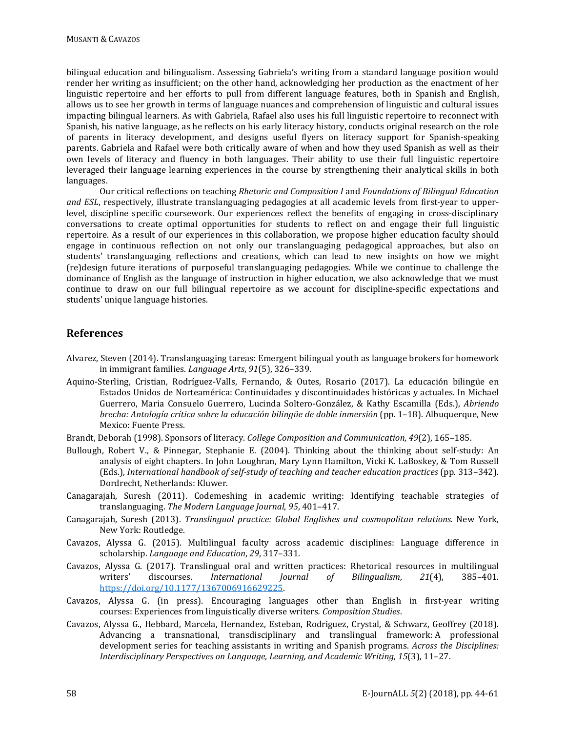bilingual education and bilingualism. Assessing Gabriela's writing from a standard language position would render her writing as insufficient; on the other hand, acknowledging her production as the enactment of her linguistic repertoire and her efforts to pull from different language features, both in Spanish and English, allows us to see her growth in terms of language nuances and comprehension of linguistic and cultural issues impacting bilingual learners. As with Gabriela, Rafael also uses his full linguistic repertoire to reconnect with Spanish, his native language, as he reflects on his early literacy history, conducts original research on the role of parents in literacy development, and designs useful flyers on literacy support for Spanish-speaking parents. Gabriela and Rafael were both critically aware of when and how they used Spanish as well as their own levels of literacy and fluency in both languages. Their ability to use their full linguistic repertoire leveraged their language learning experiences in the course by strengthening their analytical skills in both languages.

Our critical reflections on teaching *Rhetoric and Composition I* and *Foundations of Bilingual Education and ESL*, respectively, illustrate translanguaging pedagogies at all academic levels from first-year to upper-level, discipline specific coursework. Our experiences reflect the benefits of engaging in cross-disciplinary conversations to create optimal opportunities for students to reflect on and engage their full linguistic repertoire. As a result of our experiences in this collaboration, we propose higher education faculty should engage in continuous reflection on not only our translanguaging pedagogical approaches, but also on students' translanguaging reflections and creations, which can lead to new insights on how we might (re)design future iterations of purposeful translanguaging pedagogies. While we continue to challenge the dominance of English as the language of instruction in higher education, we also acknowledge that we must continue to draw on our full bilingual repertoire as we account for discipline-specific expectations and students' unique language histories.

## References

Alvarez, Steven (2014). Translanguaging tareas: Emergent bilingual youth as language brokers for homework in immigrant families. *Language Arts*, *91*(5), 326–339.

Aquino-Sterling, Cristian, Rodríguez-Valls, Fernando, & Outes, Rosario (2017). La educación bilingüe en Estados Unidos de Norteamérica: Continuidades y discontinuidades históricas y actuales. In Michael Guerrero, Maria Consuelo Guerrero, Lucinda Soltero-González, & Kathy Escamilla (Eds.), *Abriendo brecha: Antología crítica sobre la educación bilingüe de doble inmersión* (pp. 1–18). Albuquerque, New Mexico: Fuente Press.

Brandt, Deborah (1998). Sponsors of literacy. *College Composition and Communication*, *49*(2), 165–185.

Bullough, Robert V., & Pinnegar, Stephanie E. (2004). Thinking about the thinking about self-study: An analysis of eight chapters. In John Loughran, Mary Lynn Hamilton, Vicki K. LaBoskey, & Tom Russell (Eds.), *International handbook of self-study of teaching and teacher education practices* (pp. 313–342). Dordrecht, Netherlands: Kluwer.

Canagarajah, Suresh (2011). Codemeshing in academic writing: Identifying teachable strategies of translanguaging. *The Modern Language Journal*, *95*, 401–417.

Canagarajah, Suresh (2013). *Translingual practice: Global Englishes and cosmopolitan relations.* New York, New York: Routledge.

Cavazos, Alyssa G. (2015). Multilingual faculty across academic disciplines: Language difference in scholarship. *Language and Education*, *29*, 317–331.

Cavazos, Alyssa G. (2017). Translingual oral and written practices: Rhetorical resources in multilingual writers' discourses. *International Journal of Bilingualism*, *21*(4), 385–401. https://doi.org/10.1177/1367006916629225.

Cavazos, Alyssa G. (in press). Encouraging languages other than English in first-year writing courses: Experiences from linguistically diverse writers*. Composition Studies*.

Cavazos, Alyssa G., Hebbard, Marcela, Hernandez, Esteban, Rodriguez, Crystal, & Schwarz, Geoffrey (2018). Advancing a transnational, transdisciplinary and translingual framework: A professional development series for teaching assistants in writing and Spanish programs. *Across the Disciplines: Interdisciplinary Perspectives on Language, Learning, and Academic Writing*, *15*(3), 11–27.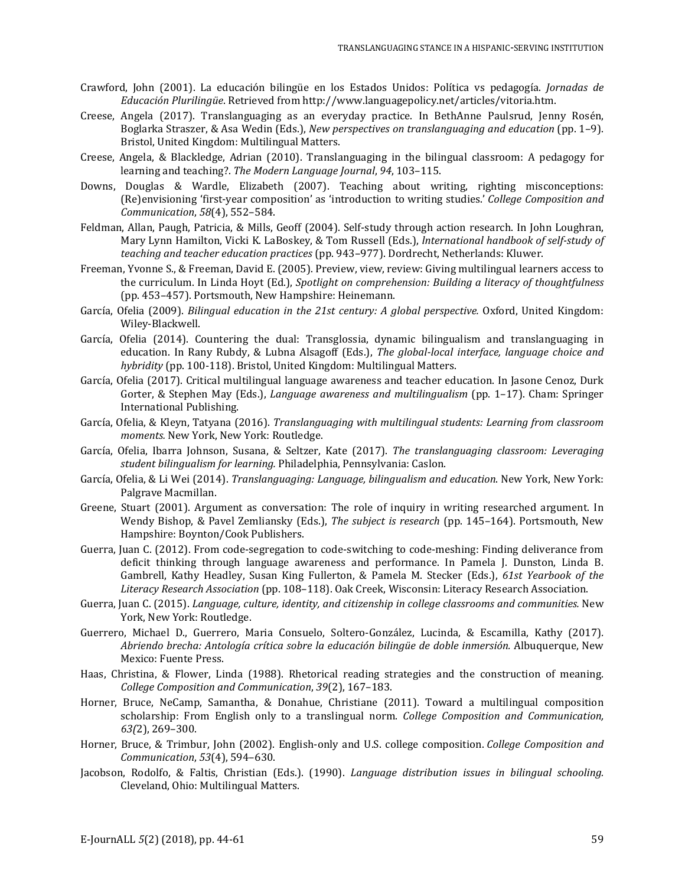Crawford, John (2001). La educación bilingüe en los Estados Unidos: Política vs pedagogía. *Jornadas de Educación Plurilingüe*. Retrieved from http://www.languagepolicy.net/articles/vitoria.htm.

Creese, Angela (2017). Translanguaging as an everyday practice. In BethAnne Paulsrud, Jenny Rosén, Boglarka Straszer, & Asa Wedin (Eds.), *New perspectives on translanguaging and education* (pp. 1–9). Bristol, United Kingdom: Multilingual Matters.

Creese, Angela, & Blackledge, Adrian (2010). Translanguaging in the bilingual classroom: A pedagogy for learning and teaching?. *The Modern Language Journal*, *94*, 103–115.

Downs, Douglas & Wardle, Elizabeth (2007). Teaching about writing, righting misconceptions: (Re)envisioning 'first-year composition' as 'introduction to writing studies.' *College Composition and Communication*, *58*(4), 552–584.

Feldman, Allan, Paugh, Patricia, & Mills, Geoff (2004). Self-study through action research. In John Loughran, Mary Lynn Hamilton, Vicki K. LaBoskey, & Tom Russell (Eds.), *International handbook of self-study of teaching and teacher education practices* (pp. 943–977). Dordrecht, Netherlands: Kluwer.

Freeman, Yvonne S., & Freeman, David E. (2005). Preview, view, review: Giving multilingual learners access to the curriculum. In Linda Hoyt (Ed.), *Spotlight on comprehension: Building a literacy of thoughtfulness* (pp. 453–457). Portsmouth, New Hampshire: Heinemann.

García, Ofelia (2009). *Bilingual education in the 21st century: A global perspective.* Oxford, United Kingdom: Wiley-Blackwell.

García, Ofelia (2014). Countering the dual: Transglossia, dynamic bilingualism and translanguaging in education. In Rany Rubdy, & Lubna Alsagoff (Eds.), *The global-local interface, language choice and hybridity* (pp. 100-118). Bristol, United Kingdom: Multilingual Matters.

García, Ofelia (2017). Critical multilingual language awareness and teacher education. In Jasone Cenoz, Durk Gorter, & Stephen May (Eds.), *Language awareness and multilingualism* (pp. 1–17). Cham: Springer International Publishing.

García, Ofelia, & Kleyn, Tatyana (2016). *Translanguaging with multilingual students: Learning from classroom moments.* New York, New York: Routledge.

García, Ofelia, Ibarra Johnson, Susana, & Seltzer, Kate (2017). *The translanguaging classroom: Leveraging student bilingualism for learning.* Philadelphia, Pennsylvania: Caslon.

García, Ofelia, & Li Wei (2014). *Translanguaging: Language, bilingualism and education*. New York, New York: Palgrave Macmillan.

Greene, Stuart (2001). Argument as conversation: The role of inquiry in writing researched argument. In Wendy Bishop, & Pavel Zemliansky (Eds.), *The subject is research* (pp. 145–164). Portsmouth, New Hampshire: Boynton/Cook Publishers.

Guerra, Juan C. (2012). From code-segregation to code-switching to code-meshing: Finding deliverance from deficit thinking through language awareness and performance. In Pamela J. Dunston, Linda B. Gambrell, Kathy Headley, Susan King Fullerton, & Pamela M. Stecker (Eds.), *61st Yearbook of the Literacy Research Association* (pp. 108–118). Oak Creek, Wisconsin: Literacy Research Association.

Guerra, Juan C. (2015). *Language, culture, identity, and citizenship in college classrooms and communities.* New York, New York: Routledge.

Guerrero, Michael D., Guerrero, Maria Consuelo, Soltero-González, Lucinda, & Escamilla, Kathy (2017). *Abriendo brecha: Antología crítica sobre la educación bilingüe de doble inmersión.* Albuquerque, New Mexico: Fuente Press.

Haas, Christina, & Flower, Linda (1988). Rhetorical reading strategies and the construction of meaning. *College Composition and Communication*, *39*(2), 167–183.

Horner, Bruce, NeCamp, Samantha, & Donahue, Christiane (2011). Toward a multilingual composition scholarship: From English only to a translingual norm. *College Composition and Communication, 63(*2), 269–300.

Horner, Bruce, & Trimbur, John (2002). English-only and U.S. college composition. *College Composition and Communication*, *53*(4), 594–630.

Jacobson, Rodolfo, & Faltis, Christian (Eds.). (1990). *Language distribution issues in bilingual schooling.* Cleveland, Ohio: Multilingual Matters.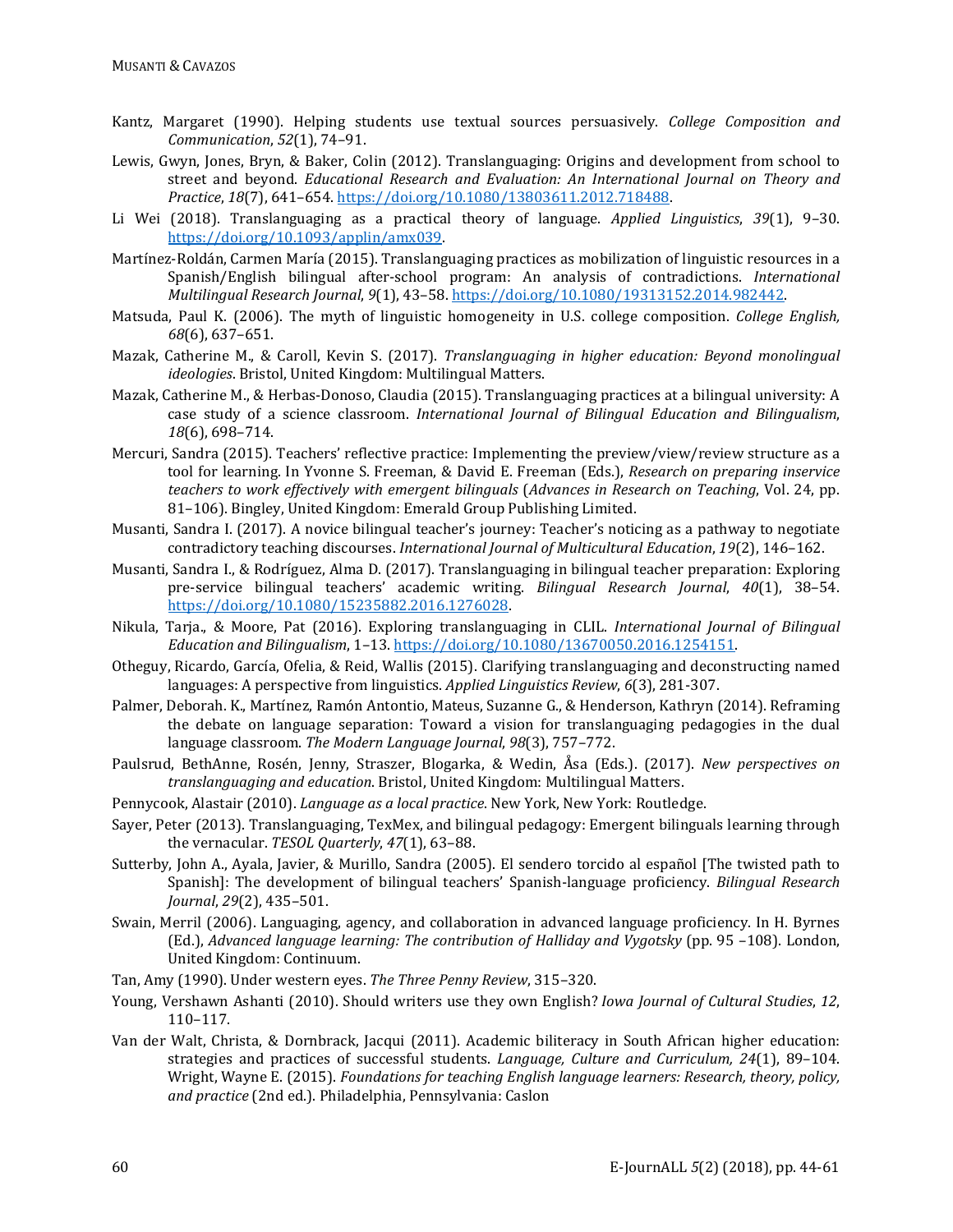Kantz, Margaret (1990). Helping students use textual sources persuasively. *College Composition and Communication*, *52*(1), 74–91.

Lewis, Gwyn, Jones, Bryn, & Baker, Colin (2012). Translanguaging: Origins and development from school to street and beyond. *Educational Research and Evaluation: An International Journal on Theory and Practice*, *18*(7), 641–654. https://doi.org/10.1080/13803611.2012.718488.

Li Wei (2018). Translanguaging as a practical theory of language. *Applied Linguistics*, *39*(1), 9–30. https://doi.org/10.1093/applin/amx039.

Martínez-Roldán, Carmen María (2015). Translanguaging practices as mobilization of linguistic resources in a Spanish/English bilingual after-school program: An analysis of contradictions. *International Multilingual Research Journal*, *9*(1), 43–58. https://doi.org/10.1080/19313152.2014.982442.

Matsuda, Paul K. (2006). The myth of linguistic homogeneity in U.S. college composition. *College English, 68*(6), 637–651.

Mazak, Catherine M., & Caroll, Kevin S. (2017). *Translanguaging in higher education: Beyond monolingual ideologies*. Bristol, United Kingdom: Multilingual Matters.

Mazak, Catherine M., & Herbas-Donoso, Claudia (2015). Translanguaging practices at a bilingual university: A case study of a science classroom. *International Journal of Bilingual Education and Bilingualism*, *18*(6), 698–714.

Mercuri, Sandra (2015). Teachers' reflective practice: Implementing the preview/view/review structure as a tool for learning. In Yvonne S. Freeman, & David E. Freeman (Eds.), *Research on preparing inservice teachers to work effectively with emergent bilinguals* (*Advances in Research on Teaching*, Vol. 24, pp. 81–106). Bingley, United Kingdom: Emerald Group Publishing Limited.

Musanti, Sandra I. (2017). A novice bilingual teacher's journey: Teacher's noticing as a pathway to negotiate contradictory teaching discourses. *International Journal of Multicultural Education*, *19*(2), 146–162.

Musanti, Sandra I., & Rodríguez, Alma D. (2017). Translanguaging in bilingual teacher preparation: Exploring pre-service bilingual teachers' academic writing. *Bilingual Research Journal*, *40*(1), 38–54. https://doi.org/10.1080/15235882.2016.1276028.

Nikula, Tarja., & Moore, Pat (2016). Exploring translanguaging in CLIL. *International Journal of Bilingual Education and Bilingualism*, 1–13. https://doi.org/10.1080/13670050.2016.1254151.

Otheguy, Ricardo, García, Ofelia, & Reid, Wallis (2015). Clarifying translanguaging and deconstructing named languages: A perspective from linguistics. *Applied Linguistics Review*, *6*(3), 281-307.

Palmer, Deborah. K., Martínez, Ramón Antontio, Mateus, Suzanne G., & Henderson, Kathryn (2014). Reframing the debate on language separation: Toward a vision for translanguaging pedagogies in the dual language classroom. *The Modern Language Journal*, *98*(3), 757–772.

Paulsrud, BethAnne, Rosén, Jenny, Straszer, Blogarka, & Wedin, Åsa (Eds.). (2017). *New perspectives on translanguaging and education*. Bristol, United Kingdom: Multilingual Matters.

Pennycook, Alastair (2010). *Language as a local practice*. New York, New York: Routledge.

Sayer, Peter (2013). Translanguaging, TexMex, and bilingual pedagogy: Emergent bilinguals learning through the vernacular. *TESOL Quarterly*, *47*(1), 63–88.

Sutterby, John A., Ayala, Javier, & Murillo, Sandra (2005). El sendero torcido al español [The twisted path to Spanish]: The development of bilingual teachers' Spanish-language proficiency. *Bilingual Research Journal*, *29*(2), 435–501.

Swain, Merril (2006). Languaging, agency, and collaboration in advanced language proficiency. In H. Byrnes (Ed.), *Advanced language learning: The contribution of Halliday and Vygotsky* (pp. 95 –108). London, United Kingdom: Continuum.

Tan, Amy (1990). Under western eyes. *The Three Penny Review*, 315–320.

Young, Vershawn Ashanti (2010). Should writers use they own English? *Iowa Journal of Cultural Studies*, *12*, 110–117.

Van der Walt, Christa, & Dornbrack, Jacqui (2011). Academic biliteracy in South African higher education: strategies and practices of successful students. *Language, Culture and Curriculum, 24*(1), 89–104. Wright, Wayne E. (2015). *Foundations for teaching English language learners: Research, theory, policy, and practice* (2nd ed.). Philadelphia, Pennsylvania: Caslon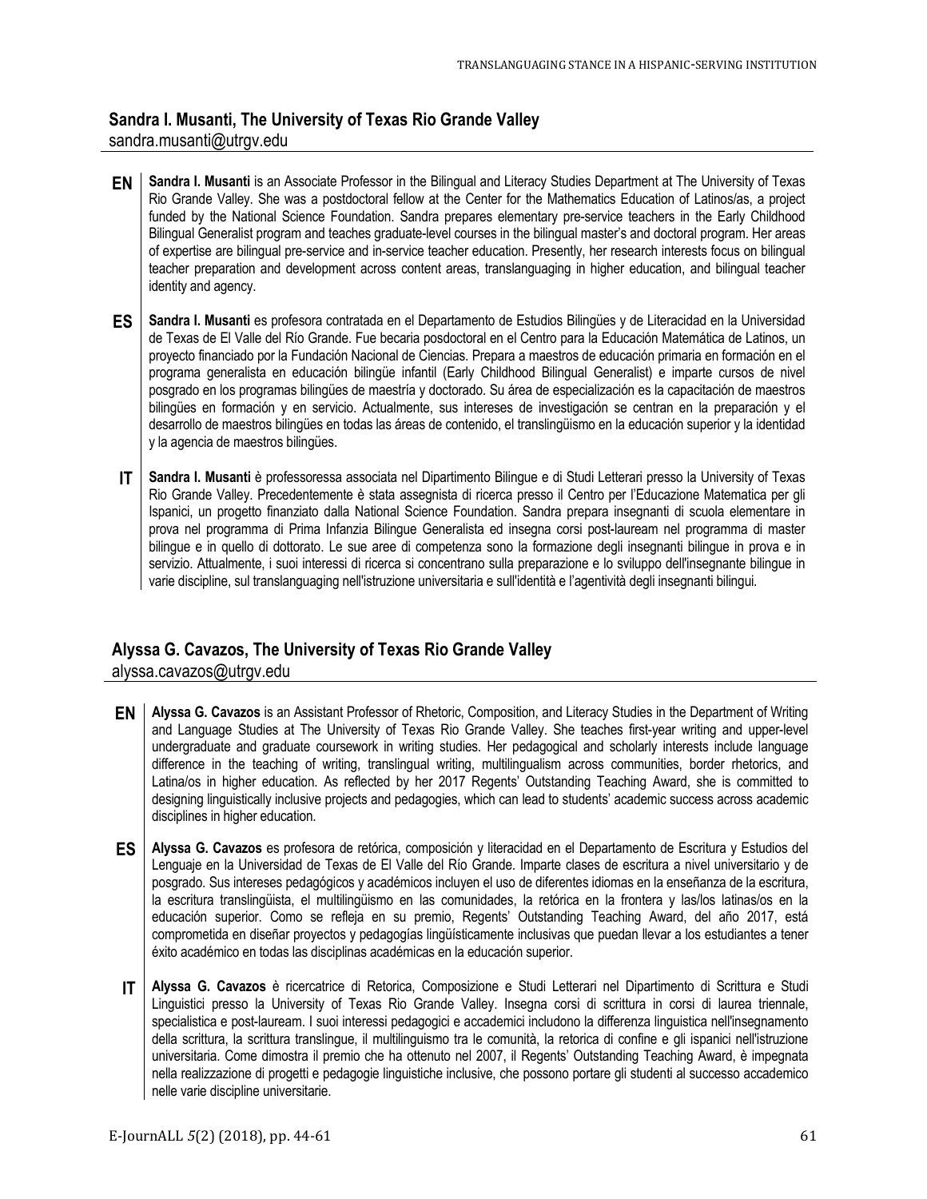### Sandra I. Musanti, The University of Texas Rio Grande Valley

sandra.musanti@utrgv.edu

**EN** **Sandra I. Musanti** is an Associate Professor in the Bilingual and Literacy Studies Department at The University of Texas Rio Grande Valley. She was a postdoctoral fellow at the Center for the Mathematics Education of Latinos/as, a project funded by the National Science Foundation. Sandra prepares elementary pre-service teachers in the Early Childhood Bilingual Generalist program and teaches graduate-level courses in the bilingual master's and doctoral program. Her areas of expertise are bilingual pre-service and in-service teacher education. Presently, her research interests focus on bilingual teacher preparation and development across content areas, translanguaging in higher education, and bilingual teacher identity and agency.

**ES** **Sandra I. Musanti** es profesora contratada en el Departamento de Estudios Bilingües y de Literacidad en la Universidad de Texas de El Valle del Río Grande. Fue becaria posdoctoral en el Centro para la Educación Matemática de Latinos, un proyecto financiado por la Fundación Nacional de Ciencias. Prepara a maestros de educación primaria en formación en el programa generalista en educación bilingüe infantil (Early Childhood Bilingual Generalist) e imparte cursos de nivel posgrado en los programas bilingües de maestría y doctorado. Su área de especialización es la capacitación de maestros bilingües en formación y en servicio. Actualmente, sus intereses de investigación se centran en la preparación y el desarrollo de maestros bilingües en todas las áreas de contenido, el translingüismo en la educación superior y la identidad y la agencia de maestros bilingües.

**IT** **Sandra I. Musanti** è professoressa associata nel Dipartimento Bilingue e di Studi Letterari presso la University of Texas Rio Grande Valley. Precedentemente è stata assegnista di ricerca presso il Centro per l'Educazione Matematica per gli Ispanici, un progetto finanziato dalla National Science Foundation. Sandra prepara insegnanti di scuola elementare in prova nel programma di Prima Infanzia Bilingue Generalista ed insegna corsi post-lauream nel programma di master bilingue e in quello di dottorato. Le sue aree di competenza sono la formazione degli insegnanti bilingue in prova e in servizio. Attualmente, i suoi interessi di ricerca si concentrano sulla preparazione e lo sviluppo dell'insegnante bilingue in varie discipline, sul translanguaging nell'istruzione universitaria e sull'identità e l'agentività degli insegnanti bilingui.

### Alyssa G. Cavazos, The University of Texas Rio Grande Valley

alyssa.cavazos@utrgv.edu

**EN** **Alyssa G. Cavazos** is an Assistant Professor of Rhetoric, Composition, and Literacy Studies in the Department of Writing and Language Studies at The University of Texas Rio Grande Valley. She teaches first-year writing and upper-level undergraduate and graduate coursework in writing studies. Her pedagogical and scholarly interests include language difference in the teaching of writing, translingual writing, multilingualism across communities, border rhetorics, and Latina/os in higher education. As reflected by her 2017 Regents' Outstanding Teaching Award, she is committed to designing linguistically inclusive projects and pedagogies, which can lead to students' academic success across academic disciplines in higher education.

**ES** **Alyssa G. Cavazos** es profesora de retórica, composición y literacidad en el Departamento de Escritura y Estudios del Lenguaje en la Universidad de Texas de El Valle del Río Grande. Imparte clases de escritura a nivel universitario y de posgrado. Sus intereses pedagógicos y académicos incluyen el uso de diferentes idiomas en la enseñanza de la escritura, la escritura translingüista, el multilingüismo en las comunidades, la retórica en la frontera y las/los latinas/os en la educación superior. Como se refleja en su premio, Regents' Outstanding Teaching Award, del año 2017, está comprometida en diseñar proyectos y pedagogías lingüísticamente inclusivas que puedan llevar a los estudiantes a tener éxito académico en todas las disciplinas académicas en la educación superior.

**IT** **Alyssa G. Cavazos** è ricercatrice di Retorica, Composizione e Studi Letterari nel Dipartimento di Scrittura e Studi Linguistici presso la University of Texas Rio Grande Valley. Insegna corsi di scrittura in corsi di laurea triennale, specialistica e post-lauream. I suoi interessi pedagogici e accademici includono la differenza linguistica nell'insegnamento della scrittura, la scrittura translingue, il multilinguismo tra le comunità, la retorica di confine e gli ispanici nell'istruzione universitaria. Come dimostra il premio che ha ottenuto nel 2007, il Regents' Outstanding Teaching Award, è impegnata nella realizzazione di progetti e pedagogie linguistiche inclusive, che possono portare gli studenti al successo accademico nelle varie discipline universitarie.